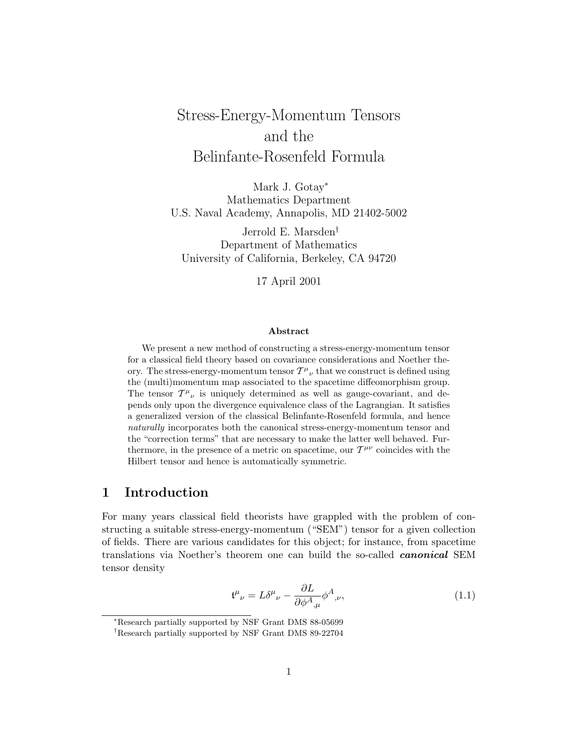# Stress-Energy-Momentum Tensors and the Belinfante-Rosenfeld Formula

Mark J. Gotay*
Mathematics Department
U.S. Naval Academy, Annapolis, MD 21402-5002

Jerrold E. Marsden†
Department of Mathematics
University of California, Berkeley, CA 94720

17 April 2001

### Abstract

We present a new method of constructing a stress-energy-momentum tensor for a classical field theory based on covariance considerations and Noether theory. The stress-energy-momentum tensor $\mathcal{T}^{\mu}{}_{\nu}$ that we construct is defined using the (multi)momentum map associated to the spacetime diffeomorphism group. The tensor $\mathcal{T}^{\mu}{}_{\nu}$ is uniquely determined as well as gauge-covariant, and depends only upon the divergence equivalence class of the Lagrangian. It satisfies a generalized version of the classical Belinfante-Rosenfeld formula, and hence *naturally* incorporates both the canonical stress-energy-momentum tensor and the "correction terms" that are necessary to make the latter well behaved. Furthermore, in the presence of a metric on spacetime, our $\mathcal{T}^{\mu\nu}$ coincides with the Hilbert tensor and hence is automatically symmetric.

## 1 Introduction

For many years classical field theorists have grappled with the problem of constructing a suitable stress-energy-momentum ("SEM") tensor for a given collection of fields. There are various candidates for this object; for instance, from spacetime translations via Noether's theorem one can build the so-called ***canonical*** SEM tensor density

$$\mathfrak{t}^{\mu}{}_{\nu} = L\delta^{\mu}{}_{\nu} - \frac{\partial L}{\partial \phi^{A}{}_{,\mu}}\phi^{A}{}_{,\nu}, \tag{1.1}$$

*Research partially supported by NSF Grant DMS 88-05699

†Research partially supported by NSF Grant DMS 89-22704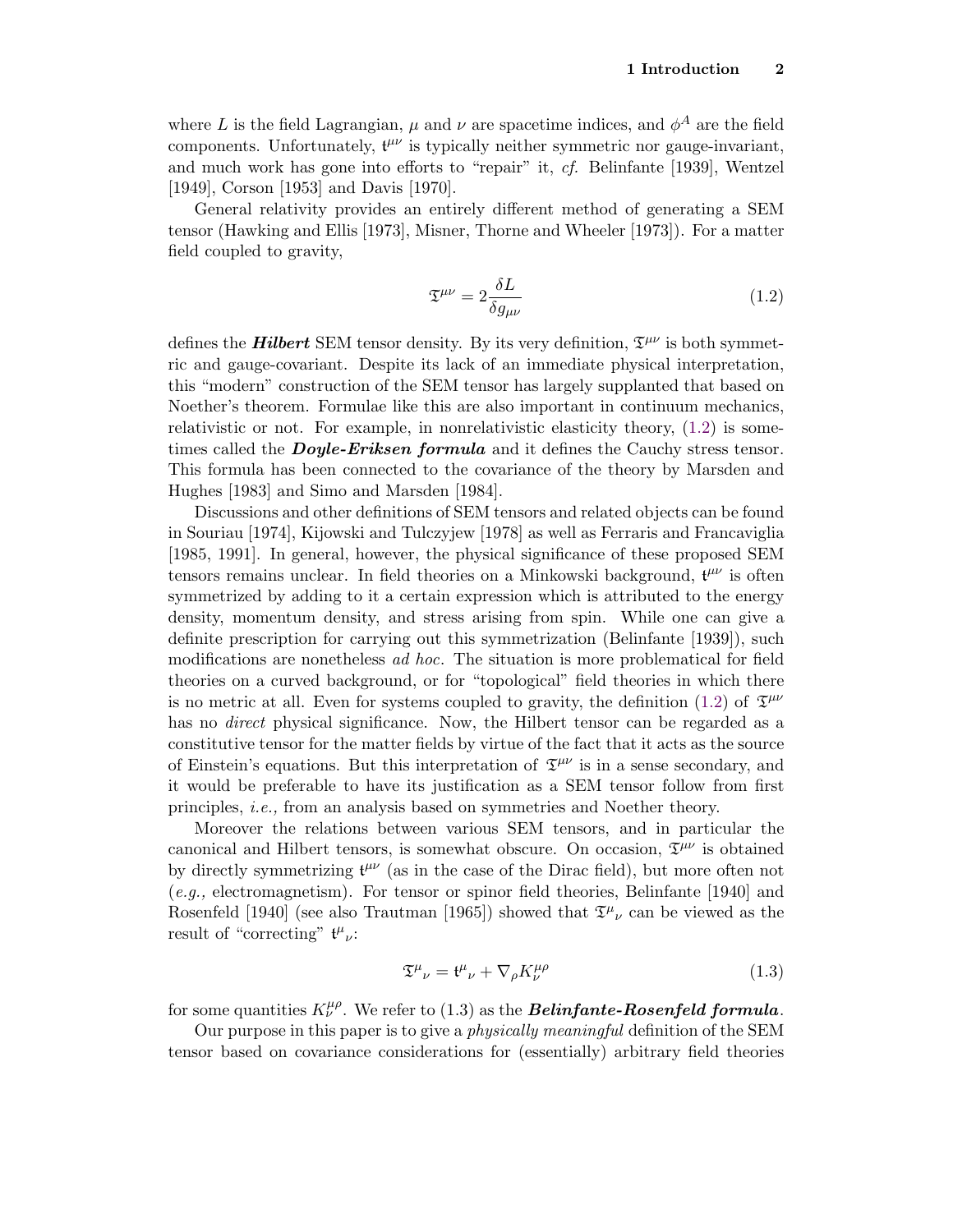where $L$ is the field Lagrangian, $\mu$ and $\nu$ are spacetime indices, and $\phi^A$ are the field components. Unfortunately, $\mathfrak{t}^{\mu\nu}$ is typically neither symmetric nor gauge-invariant, and much work has gone into efforts to "repair" it, *cf.* Belinfante [1939], Wentzel [1949], Corson [1953] and Davis [1970].

General relativity provides an entirely different method of generating a SEM tensor (Hawking and Ellis [1973], Misner, Thorne and Wheeler [1973]). For a matter field coupled to gravity,

$$\mathfrak{T}^{\mu\nu} = 2\frac{\delta L}{\delta g_{\mu\nu}} \tag{1.2}$$

defines the ***Hilbert*** SEM tensor density. By its very definition, $\mathfrak{T}^{\mu\nu}$ is both symmetric and gauge-covariant. Despite its lack of an immediate physical interpretation, this "modern" construction of the SEM tensor has largely supplanted that based on Noether's theorem. Formulae like this are also important in continuum mechanics, relativistic or not. For example, in nonrelativistic elasticity theory, (1.2) is sometimes called the ***Doyle-Eriksen formula*** and it defines the Cauchy stress tensor. This formula has been connected to the covariance of the theory by Marsden and Hughes [1983] and Simo and Marsden [1984].

Discussions and other definitions of SEM tensors and related objects can be found in Souriau [1974], Kijowski and Tulczyjew [1978] as well as Ferraris and Francaviglia [1985, 1991]. In general, however, the physical significance of these proposed SEM tensors remains unclear. In field theories on a Minkowski background, $\mathfrak{t}^{\mu\nu}$ is often symmetrized by adding to it a certain expression which is attributed to the energy density, momentum density, and stress arising from spin. While one can give a definite prescription for carrying out this symmetrization (Belinfante [1939]), such modifications are nonetheless *ad hoc*. The situation is more problematical for field theories on a curved background, or for "topological" field theories in which there is no metric at all. Even for systems coupled to gravity, the definition (1.2) of $\mathfrak{T}^{\mu\nu}$ has no *direct* physical significance. Now, the Hilbert tensor can be regarded as a constitutive tensor for the matter fields by virtue of the fact that it acts as the source of Einstein's equations. But this interpretation of $\mathfrak{T}^{\mu\nu}$ is in a sense secondary, and it would be preferable to have its justification as a SEM tensor follow from first principles, *i.e.,* from an analysis based on symmetries and Noether theory.

Moreover the relations between various SEM tensors, and in particular the canonical and Hilbert tensors, is somewhat obscure. On occasion, $\mathfrak{T}^{\mu\nu}$ is obtained by directly symmetrizing $\mathfrak{t}^{\mu\nu}$ (as in the case of the Dirac field), but more often not (*e.g.,* electromagnetism). For tensor or spinor field theories, Belinfante [1940] and Rosenfeld [1940] (see also Trautman [1965]) showed that $\mathfrak{T}^{\mu}{}_{\nu}$ can be viewed as the result of "correcting" $\mathfrak{t}^{\mu}{}_{\nu}$:

$$\mathfrak{T}^{\mu}{}_{\nu} = \mathfrak{t}^{\mu}{}_{\nu} + \nabla_\rho K^{\mu\rho}_{\nu} \tag{1.3}$$

for some quantities $K^{\mu\rho}_{\nu}$. We refer to (1.3) as the ***Belinfante-Rosenfeld formula***.

Our purpose in this paper is to give a *physically meaningful* definition of the SEM tensor based on covariance considerations for (essentially) arbitrary field theories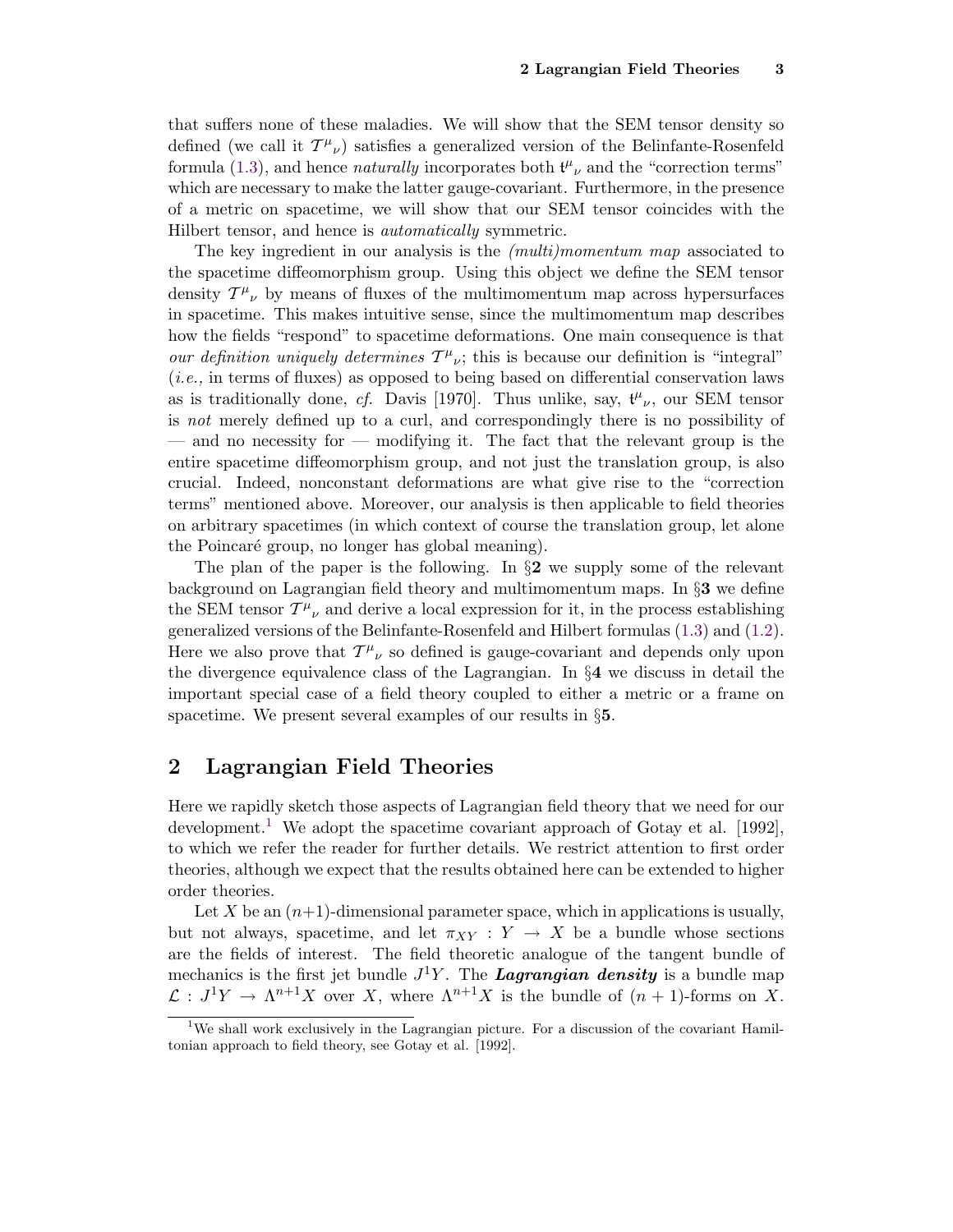that suffers none of these maladies. We will show that the SEM tensor density so defined (we call it $\mathcal{T}^\mu{}_\nu$) satisfies a generalized version of the Belinfante-Rosenfeld formula (1.3), and hence *naturally* incorporates both $\mathfrak{t}^\mu{}_\nu$ and the "correction terms" which are necessary to make the latter gauge-covariant. Furthermore, in the presence of a metric on spacetime, we will show that our SEM tensor coincides with the Hilbert tensor, and hence is *automatically* symmetric.

The key ingredient in our analysis is the *(multi)momentum map* associated to the spacetime diffeomorphism group. Using this object we define the SEM tensor density $\mathcal{T}^\mu{}_\nu$ by means of fluxes of the multimomentum map across hypersurfaces in spacetime. This makes intuitive sense, since the multimomentum map describes how the fields "respond" to spacetime deformations. One main consequence is that *our definition uniquely determines* $\mathcal{T}^\mu{}_\nu$; this is because our definition is "integral" (*i.e.,* in terms of fluxes) as opposed to being based on differential conservation laws as is traditionally done, *cf.* Davis [1970]. Thus unlike, say, $\mathfrak{t}^\mu{}_\nu$, our SEM tensor is *not* merely defined up to a curl, and correspondingly there is no possibility of — and no necessity for — modifying it. The fact that the relevant group is the entire spacetime diffeomorphism group, and not just the translation group, is also crucial. Indeed, nonconstant deformations are what give rise to the "correction terms" mentioned above. Moreover, our analysis is then applicable to field theories on arbitrary spacetimes (in which context of course the translation group, let alone the Poincaré group, no longer has global meaning).

The plan of the paper is the following. In §**2** we supply some of the relevant background on Lagrangian field theory and multimomentum maps. In §**3** we define the SEM tensor $\mathcal{T}^\mu{}_\nu$ and derive a local expression for it, in the process establishing generalized versions of the Belinfante-Rosenfeld and Hilbert formulas (1.3) and (1.2). Here we also prove that $\mathcal{T}^\mu{}_\nu$ so defined is gauge-covariant and depends only upon the divergence equivalence class of the Lagrangian. In §**4** we discuss in detail the important special case of a field theory coupled to either a metric or a frame on spacetime. We present several examples of our results in §**5**.

## 2 Lagrangian Field Theories

Here we rapidly sketch those aspects of Lagrangian field theory that we need for our development.[1] We adopt the spacetime covariant approach of Gotay et al. [1992], to which we refer the reader for further details. We restrict attention to first order theories, although we expect that the results obtained here can be extended to higher order theories.

Let $X$ be an $(n+1)$-dimensional parameter space, which in applications is usually, but not always, spacetime, and let $\pi_{XY} : Y \to X$ be a bundle whose sections are the fields of interest. The field theoretic analogue of the tangent bundle of mechanics is the first jet bundle $J^1Y$. The ***Lagrangian density*** is a bundle map $\mathcal{L} : J^1Y \to \Lambda^{n+1}X$ over $X$, where $\Lambda^{n+1}X$ is the bundle of $(n+1)$-forms on $X$.

[1] We shall work exclusively in the Lagrangian picture. For a discussion of the covariant Hamiltonian approach to field theory, see Gotay et al. [1992].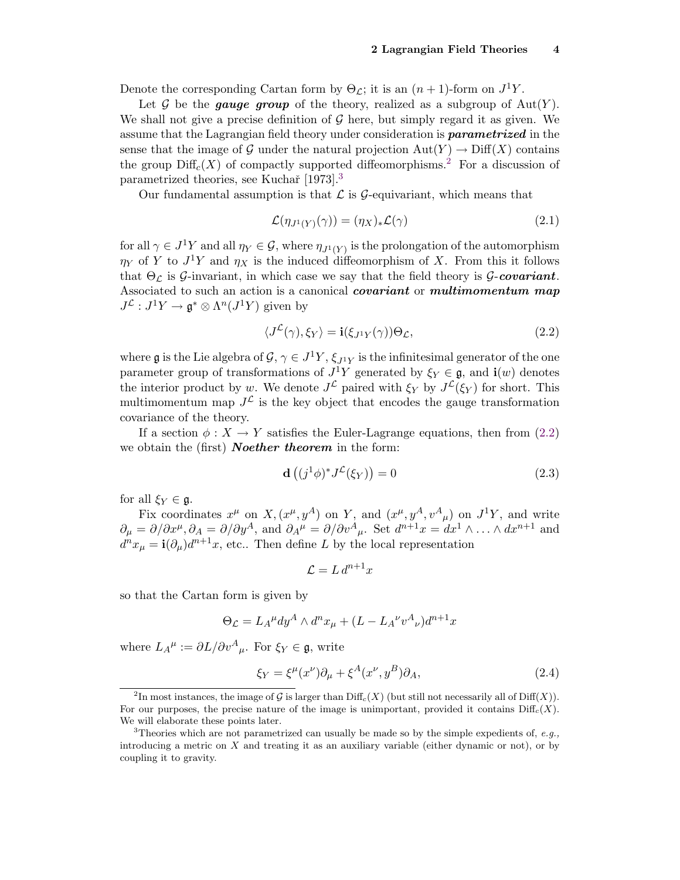Denote the corresponding Cartan form by $\Theta_{\mathcal{L}}$; it is an $(n+1)$-form on $J^1Y$.

Let $\mathcal{G}$ be the ***gauge group*** of the theory, realized as a subgroup of $\mathrm{Aut}(Y)$. We shall not give a precise definition of $\mathcal{G}$ here, but simply regard it as given. We assume that the Lagrangian field theory under consideration is ***parametrized*** in the sense that the image of $\mathcal{G}$ under the natural projection $\mathrm{Aut}(Y) \to \mathrm{Diff}(X)$ contains the group $\mathrm{Diff}_c(X)$ of compactly supported diffeomorphisms.[2] For a discussion of parametrized theories, see Kuchař [1973].[3]

Our fundamental assumption is that $\mathcal{L}$ is $\mathcal{G}$-equivariant, which means that

$$\mathcal{L}(\eta_{J^1(Y)}(\gamma)) = (\eta_X)_* \mathcal{L}(\gamma) \tag{2.1}$$

for all $\gamma \in J^1Y$ and all $\eta_Y \in \mathcal{G}$, where $\eta_{J^1(Y)}$ is the prolongation of the automorphism $\eta_Y$ of $Y$ to $J^1Y$ and $\eta_X$ is the induced diffeomorphism of $X$. From this it follows that $\Theta_{\mathcal{L}}$ is $\mathcal{G}$-invariant, in which case we say that the field theory is $\mathcal{G}$-***covariant***. Associated to such an action is a canonical ***covariant*** or ***multimomentum map*** $J^{\mathcal{L}} : J^1Y \to \mathfrak{g}^* \otimes \Lambda^n(J^1Y)$ given by

$$\langle J^{\mathcal{L}}(\gamma), \xi_Y \rangle = \mathbf{i}(\xi_{J^1Y}(\gamma))\Theta_{\mathcal{L}}, \tag{2.2}$$

where $\mathfrak{g}$ is the Lie algebra of $\mathcal{G}$, $\gamma \in J^1Y$, $\xi_{J^1Y}$ is the infinitesimal generator of the one parameter group of transformations of $J^1Y$ generated by $\xi_Y \in \mathfrak{g}$, and $\mathbf{i}(w)$ denotes the interior product by $w$. We denote $J^{\mathcal{L}}$ paired with $\xi_Y$ by $J^{\mathcal{L}}(\xi_Y)$ for short. This multimomentum map $J^{\mathcal{L}}$ is the key object that encodes the gauge transformation covariance of the theory.

If a section $\phi : X \to Y$ satisfies the Euler-Lagrange equations, then from (2.2) we obtain the (first) ***Noether theorem*** in the form:

$$\mathbf{d}\left((j^1\phi)^* J^{\mathcal{L}}(\xi_Y)\right) = 0 \tag{2.3}$$

for all $\xi_Y \in \mathfrak{g}$.

Fix coordinates $x^\mu$ on $X$, $(x^\mu, y^A)$ on $Y$, and $(x^\mu, y^A, v^A{}_\mu)$ on $J^1Y$, and write $\partial_\mu = \partial/\partial x^\mu, \partial_A = \partial/\partial y^A$, and $\partial_A{}^\mu = \partial/\partial v^A{}_\mu$. Set $d^{n+1}x = dx^1 \wedge \ldots \wedge dx^{n+1}$ and $d^n x_\mu = \mathbf{i}(\partial_\mu) d^{n+1}x$, etc.. Then define $L$ by the local representation

$$\mathcal{L} = L\, d^{n+1}x$$

so that the Cartan form is given by

$$\Theta_{\mathcal{L}} = L_A{}^\mu dy^A \wedge d^n x_\mu + (L - L_A{}^\nu v^A{}_\nu) d^{n+1}x$$

where $L_A{}^\mu := \partial L / \partial v^A{}_\mu$. For $\xi_Y \in \mathfrak{g}$, write

$$\xi_Y = \xi^\mu(x^\nu)\partial_\mu + \xi^A(x^\nu, y^B)\partial_A, \tag{2.4}$$

---

[2] In most instances, the image of $\mathcal{G}$ is larger than $\mathrm{Diff}_c(X)$ (but still not necessarily all of $\mathrm{Diff}(X)$). For our purposes, the precise nature of the image is unimportant, provided it contains $\mathrm{Diff}_c(X)$. We will elaborate these points later.

[3] Theories which are not parametrized can usually be made so by the simple expedients of, *e.g.*, introducing a metric on $X$ and treating it as an auxiliary variable (either dynamic or not), or by coupling it to gravity.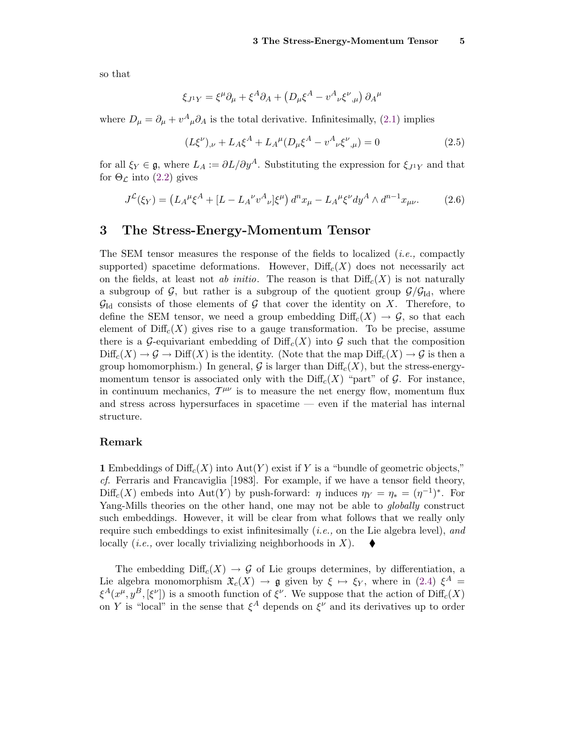so that

$$\xi_{J^1Y} = \xi^\mu \partial_\mu + \xi^A \partial_A + \left( D_\mu \xi^A - v^A{}_\nu \xi^\nu{}_{,\mu} \right) \partial_A{}^\mu$$

where $D_\mu = \partial_\mu + v^A{}_\mu \partial_A$ is the total derivative. Infinitesimally, (2.1) implies

$$(L\xi^\nu)_{,\nu} + L_A \xi^A + L_A{}^\mu (D_\mu \xi^A - v^A{}_\nu \xi^\nu{}_{,\mu}) = 0 \tag{2.5}$$

for all $\xi_Y \in \mathfrak{g}$, where $L_A := \partial L / \partial y^A$. Substituting the expression for $\xi_{J^1Y}$ and that for $\Theta_{\mathcal{L}}$ into (2.2) gives

$$J^{\mathcal{L}}(\xi_Y) = \left( L_A{}^\mu \xi^A + [L - L_A{}^\nu v^A{}_\nu] \xi^\mu \right) d^n x_\mu - L_A{}^\mu \xi^\nu dy^A \wedge d^{n-1} x_{\mu\nu}. \tag{2.6}$$

# 3 The Stress-Energy-Momentum Tensor

The SEM tensor measures the response of the fields to localized (*i.e.,* compactly supported) spacetime deformations. However, $\mathrm{Diff}_c(X)$ does not necessarily act on the fields, at least not *ab initio*. The reason is that $\mathrm{Diff}_c(X)$ is not naturally a subgroup of $\mathcal{G}$, but rather is a subgroup of the quotient group $\mathcal{G}/\mathcal{G}_{\mathrm{Id}}$, where $\mathcal{G}_{\mathrm{Id}}$ consists of those elements of $\mathcal{G}$ that cover the identity on $X$. Therefore, to define the SEM tensor, we need a group embedding $\mathrm{Diff}_c(X) \to \mathcal{G}$, so that each element of $\mathrm{Diff}_c(X)$ gives rise to a gauge transformation. To be precise, assume there is a $\mathcal{G}$-equivariant embedding of $\mathrm{Diff}_c(X)$ into $\mathcal{G}$ such that the composition $\mathrm{Diff}_c(X) \to \mathcal{G} \to \mathrm{Diff}(X)$ is the identity. (Note that the map $\mathrm{Diff}_c(X) \to \mathcal{G}$ is then a group homomorphism.) In general, $\mathcal{G}$ is larger than $\mathrm{Diff}_c(X)$, but the stress-energy-momentum tensor is associated only with the $\mathrm{Diff}_c(X)$ "part" of $\mathcal{G}$. For instance, in continuum mechanics, $\mathcal{T}^{\mu\nu}$ is to measure the net energy flow, momentum flux and stress across hypersurfaces in spacetime — even if the material has internal structure.

### Remark

**1** Embeddings of $\mathrm{Diff}_c(X)$ into $\mathrm{Aut}(Y)$ exist if $Y$ is a "bundle of geometric objects," *cf.* Ferraris and Francaviglia [1983]. For example, if we have a tensor field theory, $\mathrm{Diff}_c(X)$ embeds into $\mathrm{Aut}(Y)$ by push-forward: $\eta$ induces $\eta_Y = \eta_* = (\eta^{-1})^*$. For Yang-Mills theories on the other hand, one may not be able to *globally* construct such embeddings. However, it will be clear from what follows that we really only require such embeddings to exist infinitesimally (*i.e.,* on the Lie algebra level), *and* locally (*i.e.,* over locally trivializing neighborhoods in $X$). ♦

The embedding $\mathrm{Diff}_c(X) \to \mathcal{G}$ of Lie groups determines, by differentiation, a Lie algebra monomorphism $\mathfrak{X}_c(X) \to \mathfrak{g}$ given by $\xi \mapsto \xi_Y$, where in (2.4) $\xi^A = \xi^A(x^\mu, y^B, [\xi^\nu])$ is a smooth function of $\xi^\nu$. We suppose that the action of $\mathrm{Diff}_c(X)$ on $Y$ is "local" in the sense that $\xi^A$ depends on $\xi^\nu$ and its derivatives up to order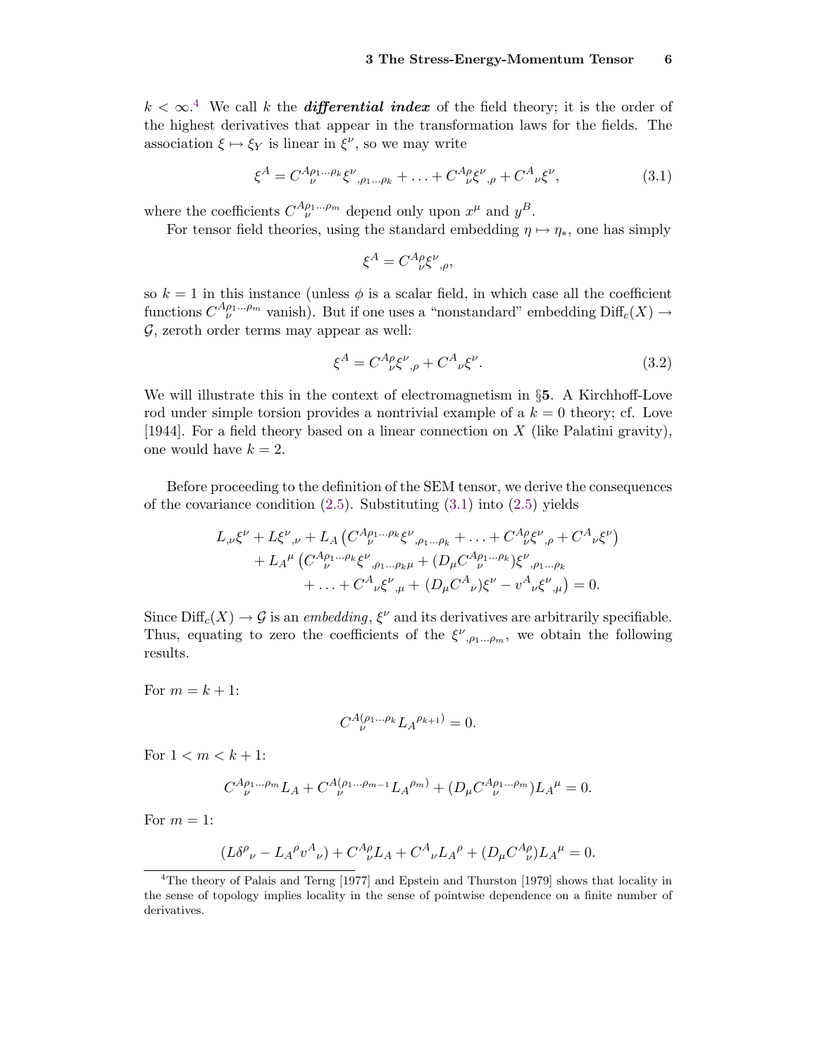$k < \infty$.[4] We call $k$ the ***differential index*** of the field theory; it is the order of the highest derivatives that appear in the transformation laws for the fields. The association $\xi \mapsto \xi_Y$ is linear in $\xi^\nu$, so we may write

$$\xi^A = C^{A\rho_1\ldots\rho_k}_{\ \nu}\xi^\nu{}_{,\rho_1\ldots\rho_k} + \ldots + C^{A\rho}_{\ \nu}\xi^\nu{}_{,\rho} + C^A{}_\nu\xi^\nu, \tag{3.1}$$

where the coefficients $C^{A\rho_1\ldots\rho_m}_{\ \nu}$ depend only upon $x^\mu$ and $y^B$.

For tensor field theories, using the standard embedding $\eta \mapsto \eta_*$, one has simply

$$\xi^A = C^{A\rho}_{\ \nu}\xi^\nu{}_{,\rho},$$

so $k = 1$ in this instance (unless $\phi$ is a scalar field, in which case all the coefficient functions $C^{A\rho_1\ldots\rho_m}_{\ \nu}$ vanish). But if one uses a "nonstandard" embedding $\mathrm{Diff}_c(X) \to \mathcal{G}$, zeroth order terms may appear as well:

$$\xi^A = C^{A\rho}_{\ \nu}\xi^\nu{}_{,\rho} + C^A{}_\nu\xi^\nu. \tag{3.2}$$

We will illustrate this in the context of electromagnetism in §**5**. A Kirchhoff-Love rod under simple torsion provides a nontrivial example of a $k = 0$ theory; cf. Love [1944]. For a field theory based on a linear connection on $X$ (like Palatini gravity), one would have $k = 2$.

Before proceeding to the definition of the SEM tensor, we derive the consequences of the covariance condition (2.5). Substituting (3.1) into (2.5) yields

$$\begin{aligned}
L_{,\nu}\xi^\nu + L\xi^\nu{}_{,\nu} &+ L_A\left(C^{A\rho_1\ldots\rho_k}_{\ \nu}\xi^\nu{}_{,\rho_1\ldots\rho_k} + \ldots + C^{A\rho}_{\ \nu}\xi^\nu{}_{,\rho} + C^A{}_\nu\xi^\nu\right) \\
&+ L_A{}^\mu\left(C^{A\rho_1\ldots\rho_k}_{\ \nu}\xi^\nu{}_{,\rho_1\ldots\rho_k\mu} + (D_\mu C^{A\rho_1\ldots\rho_k}_{\ \nu})\xi^\nu{}_{,\rho_1\ldots\rho_k}\right. \\
&\qquad\left. + \ldots + C^A{}_\nu\xi^\nu{}_{,\mu} + (D_\mu C^A{}_\nu)\xi^\nu - v^A{}_\nu\xi^\nu{}_{,\mu}\right) = 0.
\end{aligned}$$

Since $\mathrm{Diff}_c(X) \to \mathcal{G}$ is an *embedding*, $\xi^\nu$ and its derivatives are arbitrarily specifiable. Thus, equating to zero the coefficients of the $\xi^\nu{}_{,\rho_1\ldots\rho_m}$, we obtain the following results.

For $m = k + 1$:

$$C^{A(\rho_1\ldots\rho_k}_{\ \nu}L_A{}^{\rho_{k+1})} = 0.$$

For $1 < m < k + 1$:

$$C^{A\rho_1\ldots\rho_m}_{\ \nu}L_A + C^{A(\rho_1\ldots\rho_{m-1}}_{\ \nu}L_A{}^{\rho_m)} + (D_\mu C^{A\rho_1\ldots\rho_m}_{\ \nu})L_A{}^\mu = 0.$$

For $m = 1$:

$$(L\delta^\rho{}_\nu - L_A{}^\rho v^A{}_\nu) + C^{A\rho}_{\ \nu}L_A + C^A{}_\nu L_A{}^\rho + (D_\mu C^{A\rho}_{\ \nu})L_A{}^\mu = 0.$$

---

[4] The theory of Palais and Terng [1977] and Epstein and Thurston [1979] shows that locality in the sense of topology implies locality in the sense of pointwise dependence on a finite number of derivatives.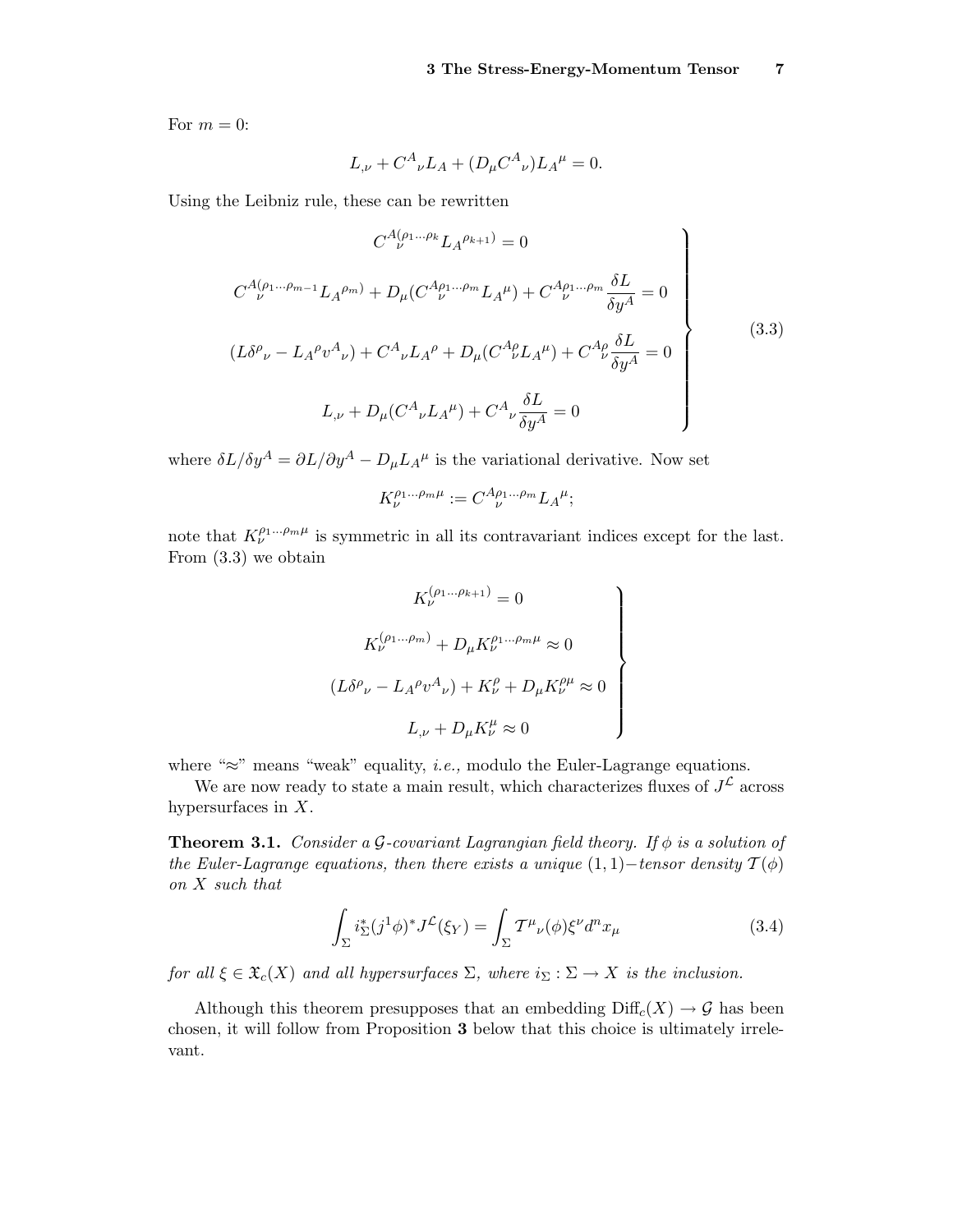For $m = 0$:

$$L_{,\nu} + C^A{}_\nu L_A + (D_\mu C^A{}_\nu) L_A{}^\mu = 0.$$

Using the Leibniz rule, these can be rewritten

$$\left.\begin{array}{c}
C^{A(\rho_1\ldots\rho_k}_{\nu} L_A{}^{\rho_{k+1})} = 0 \\[2ex]
C^{A(\rho_1\ldots\rho_{m-1}}_{\nu} L_A{}^{\rho_m)} + D_\mu (C^{A\rho_1\ldots\rho_m}_{\nu} L_A{}^\mu) + C^{A\rho_1\ldots\rho_m}_{\nu} \dfrac{\delta L}{\delta y^A} = 0 \\[2ex]
(L\delta^\rho{}_\nu - L_A{}^\rho v^A{}_\nu) + C^A{}_\nu L_A{}^\rho + D_\mu (C^{A\rho}_{\nu} L_A{}^\mu) + C^{A\rho}_{\nu} \dfrac{\delta L}{\delta y^A} = 0 \\[2ex]
L_{,\nu} + D_\mu (C^A{}_\nu L_A{}^\mu) + C^A{}_\nu \dfrac{\delta L}{\delta y^A} = 0
\end{array}\right\} \tag{3.3}$$

where $\delta L/\delta y^A = \partial L/\partial y^A - D_\mu L_A{}^\mu$ is the variational derivative. Now set

$$K_\nu^{\rho_1\ldots\rho_m\mu} := C^{A\rho_1\ldots\rho_m}_{\nu} L_A{}^\mu;$$

note that $K_\nu^{\rho_1\ldots\rho_m\mu}$ is symmetric in all its contravariant indices except for the last. From (3.3) we obtain

$$\left.\begin{array}{c}
K_\nu^{(\rho_1\ldots\rho_{k+1})} = 0 \\[2ex]
K_\nu^{(\rho_1\ldots\rho_m)} + D_\mu K_\nu^{\rho_1\ldots\rho_m\mu} \approx 0 \\[2ex]
(L\delta^\rho{}_\nu - L_A{}^\rho v^A{}_\nu) + K_\nu^\rho + D_\mu K_\nu^{\rho\mu} \approx 0 \\[2ex]
L_{,\nu} + D_\mu K_\nu^\mu \approx 0
\end{array}\right\}$$

where "$\approx$" means "weak" equality, *i.e.,* modulo the Euler-Lagrange equations.

We are now ready to state a main result, which characterizes fluxes of $J^{\mathcal{L}}$ across hypersurfaces in $X$.

**Theorem 3.1.** *Consider a $\mathcal{G}$-covariant Lagrangian field theory. If $\phi$ is a solution of the Euler-Lagrange equations, then there exists a unique $(1,1)-$tensor density $\mathcal{T}(\phi)$ on $X$ such that*

$$\int_\Sigma i_\Sigma^* (j^1\phi)^* J^{\mathcal{L}}(\xi_Y) = \int_\Sigma \mathcal{T}^\mu{}_\nu(\phi) \xi^\nu d^n x_\mu \tag{3.4}$$

*for all $\xi \in \mathfrak{X}_c(X)$ and all hypersurfaces $\Sigma$, where $i_\Sigma : \Sigma \to X$ is the inclusion.*

Although this theorem presupposes that an embedding $\mathrm{Diff}_c(X) \to \mathcal{G}$ has been chosen, it will follow from Proposition **3** below that this choice is ultimately irrelevant.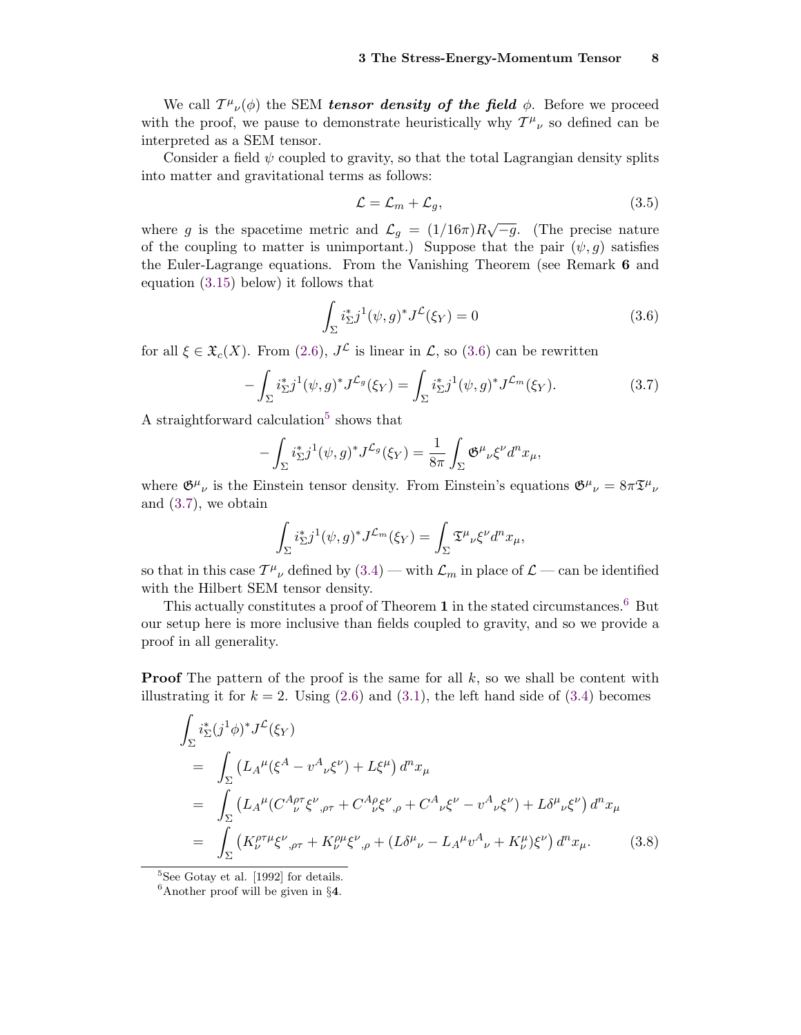We call $\mathcal{T}^\mu{}_\nu(\phi)$ the SEM ***tensor density of the field*** $\phi$. Before we proceed with the proof, we pause to demonstrate heuristically why $\mathcal{T}^\mu{}_\nu$ so defined can be interpreted as a SEM tensor.

Consider a field $\psi$ coupled to gravity, so that the total Lagrangian density splits into matter and gravitational terms as follows:

$$\mathcal{L} = \mathcal{L}_m + \mathcal{L}_g, \tag{3.5}$$

where $g$ is the spacetime metric and $\mathcal{L}_g = (1/16\pi)R\sqrt{-g}$. (The precise nature of the coupling to matter is unimportant.) Suppose that the pair $(\psi, g)$ satisfies the Euler-Lagrange equations. From the Vanishing Theorem (see Remark **6** and equation (3.15) below) it follows that

$$\int_\Sigma i_\Sigma^* j^1(\psi, g)^* J^{\mathcal{L}}(\xi_Y) = 0 \tag{3.6}$$

for all $\xi \in \mathfrak{X}_c(X)$. From (2.6), $J^{\mathcal{L}}$ is linear in $\mathcal{L}$, so (3.6) can be rewritten

$$-\int_\Sigma i_\Sigma^* j^1(\psi, g)^* J^{\mathcal{L}_g}(\xi_Y) = \int_\Sigma i_\Sigma^* j^1(\psi, g)^* J^{\mathcal{L}_m}(\xi_Y). \tag{3.7}$$

A straightforward calculation[5] shows that

$$-\int_\Sigma i_\Sigma^* j^1(\psi, g)^* J^{\mathcal{L}_g}(\xi_Y) = \frac{1}{8\pi}\int_\Sigma \mathfrak{G}^\mu{}_\nu \xi^\nu d^n x_\mu,$$

where $\mathfrak{G}^\mu{}_\nu$ is the Einstein tensor density. From Einstein's equations $\mathfrak{G}^\mu{}_\nu = 8\pi\mathfrak{T}^\mu{}_\nu$ and (3.7), we obtain

$$\int_\Sigma i_\Sigma^* j^1(\psi, g)^* J^{\mathcal{L}_m}(\xi_Y) = \int_\Sigma \mathfrak{T}^\mu{}_\nu \xi^\nu d^n x_\mu,$$

so that in this case $\mathcal{T}^\mu{}_\nu$ defined by (3.4) — with $\mathcal{L}_m$ in place of $\mathcal{L}$ — can be identified with the Hilbert SEM tensor density.

This actually constitutes a proof of Theorem **1** in the stated circumstances.[6] But our setup here is more inclusive than fields coupled to gravity, and so we provide a proof in all generality.

**Proof** The pattern of the proof is the same for all $k$, so we shall be content with illustrating it for $k = 2$. Using (2.6) and (3.1), the left hand side of (3.4) becomes

$$\begin{aligned}
&\int_\Sigma i_\Sigma^* (j^1\phi)^* J^{\mathcal{L}}(\xi_Y) \\
&= \int_\Sigma \left(L_A{}^\mu(\xi^A - v^A{}_\nu \xi^\nu) + L\xi^\mu\right) d^n x_\mu \\
&= \int_\Sigma \left(L_A{}^\mu(C^{A\rho\tau}_{\ \nu}\xi^\nu{}_{,\rho\tau} + C^{A\rho}_{\ \nu}\xi^\nu{}_{,\rho} + C^A{}_\nu \xi^\nu - v^A{}_\nu \xi^\nu) + L\delta^\mu{}_\nu \xi^\nu\right) d^n x_\mu \\
&= \int_\Sigma \left(K_\nu^{\rho\tau\mu}\xi^\nu{}_{,\rho\tau} + K_\nu^{\rho\mu}\xi^\nu{}_{,\rho} + (L\delta^\mu{}_\nu - L_A{}^\mu v^A{}_\nu + K_\nu^\mu)\xi^\nu\right) d^n x_\mu.
\end{aligned} \tag{3.8}$$

---

[5] See Gotay et al. [1992] for details.

[6] Another proof will be given in §**4**.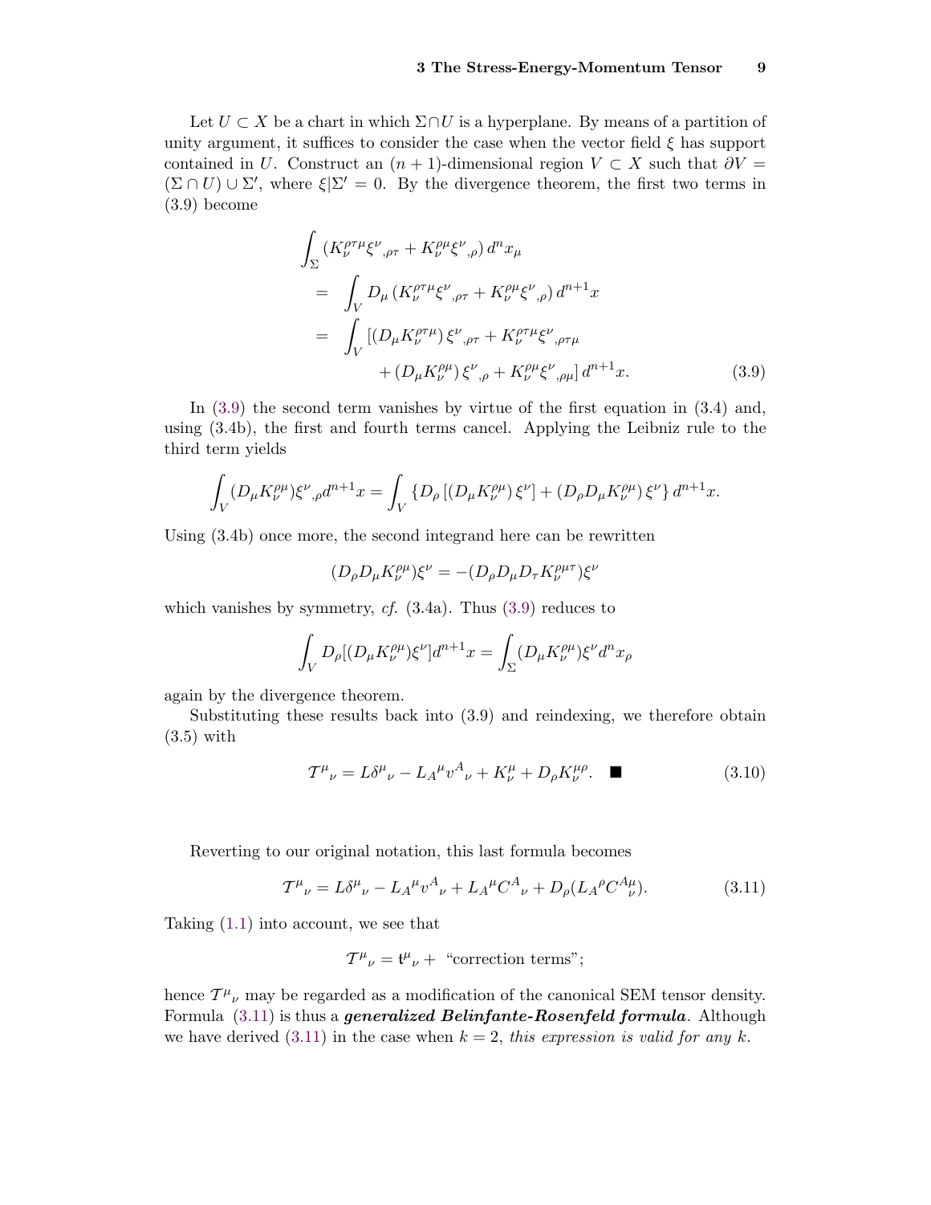Let $U \subset X$ be a chart in which $\Sigma \cap U$ is a hyperplane. By means of a partition of unity argument, it suffices to consider the case when the vector field $\xi$ has support contained in $U$. Construct an $(n+1)$-dimensional region $V \subset X$ such that $\partial V = (\Sigma \cap U) \cup \Sigma'$, where $\xi | \Sigma' = 0$. By the divergence theorem, the first two terms in (3.9) become

$$
\begin{aligned}
&\int_\Sigma \left(K_\nu^{\rho\tau\mu} \xi^\nu{}_{,\rho\tau} + K_\nu^{\rho\mu} \xi^\nu{}_{,\rho}\right) d^n x_\mu \\
&= \int_V D_\mu \left(K_\nu^{\rho\tau\mu} \xi^\nu{}_{,\rho\tau} + K_\nu^{\rho\mu} \xi^\nu{}_{,\rho}\right) d^{n+1} x \\
&= \int_V \left[\left(D_\mu K_\nu^{\rho\tau\mu}\right) \xi^\nu{}_{,\rho\tau} + K_\nu^{\rho\tau\mu} \xi^\nu{}_{,\rho\tau\mu} \right. \\
&\qquad\qquad \left. + \left(D_\mu K_\nu^{\rho\mu}\right) \xi^\nu{}_{,\rho} + K_\nu^{\rho\mu} \xi^\nu{}_{,\rho\mu}\right] d^{n+1} x.
\end{aligned}
\tag{3.9}
$$

In (3.9) the second term vanishes by virtue of the first equation in (3.4) and, using (3.4b), the first and fourth terms cancel. Applying the Leibniz rule to the third term yields

$$
\int_V (D_\mu K_\nu^{\rho\mu}) \xi^\nu{}_{,\rho} d^{n+1} x = \int_V \left\{ D_\rho \left[ (D_\mu K_\nu^{\rho\mu}) \xi^\nu \right] + (D_\rho D_\mu K_\nu^{\rho\mu}) \xi^\nu \right\} d^{n+1} x.
$$

Using (3.4b) once more, the second integrand here can be rewritten

$$
(D_\rho D_\mu K_\nu^{\rho\mu}) \xi^\nu = -(D_\rho D_\mu D_\tau K_\nu^{\rho\mu\tau}) \xi^\nu
$$

which vanishes by symmetry, *cf.* (3.4a). Thus (3.9) reduces to

$$
\int_V D_\rho [(D_\mu K_\nu^{\rho\mu}) \xi^\nu] d^{n+1} x = \int_\Sigma (D_\mu K_\nu^{\rho\mu}) \xi^\nu d^n x_\rho
$$

again by the divergence theorem.

Substituting these results back into (3.9) and reindexing, we therefore obtain (3.5) with

$$
\mathcal{T}^\mu{}_\nu = L \delta^\mu{}_\nu - L_A{}^\mu v^A{}_\nu + K_\nu^\mu + D_\rho K_\nu^{\mu\rho}. \quad \blacksquare \tag{3.10}
$$

Reverting to our original notation, this last formula becomes

$$
\mathcal{T}^\mu{}_\nu = L \delta^\mu{}_\nu - L_A{}^\mu v^A{}_\nu + L_A{}^\mu C^A{}_\nu + D_\rho (L_A{}^\rho C^{A\mu}{}_\nu). \tag{3.11}
$$

Taking (1.1) into account, we see that

$$
\mathcal{T}^\mu{}_\nu = \mathfrak{t}^\mu{}_\nu + \text{ "correction terms"};
$$

hence $\mathcal{T}^\mu{}_\nu$ may be regarded as a modification of the canonical SEM tensor density. Formula (3.11) is thus a ***generalized Belinfante-Rosenfeld formula***. Although we have derived (3.11) in the case when $k = 2$, *this expression is valid for any* $k$.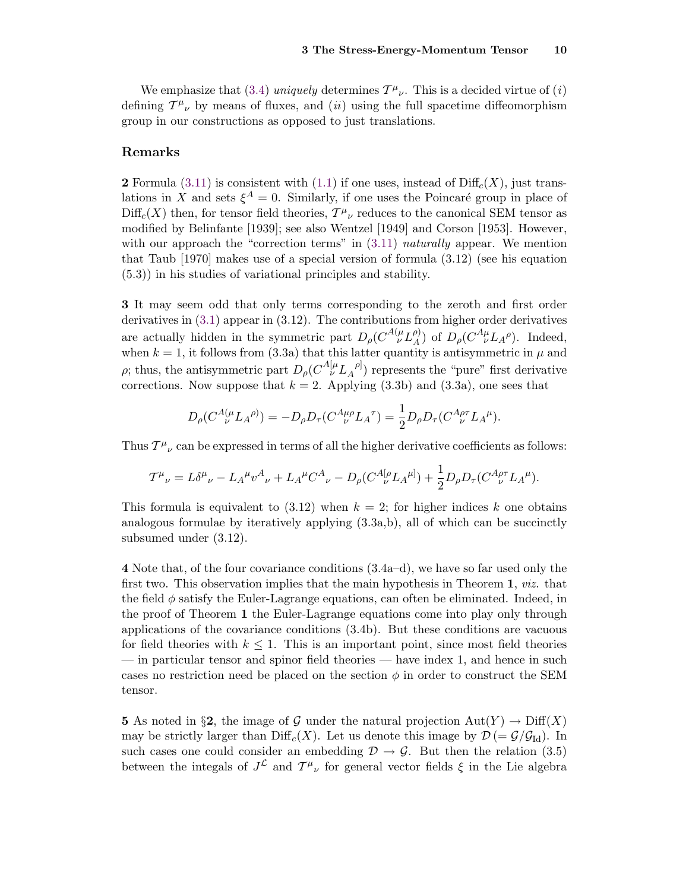We emphasize that (3.4) *uniquely* determines $\mathcal{T}^{\mu}{}_{\nu}$. This is a decided virtue of (*i*) defining $\mathcal{T}^{\mu}{}_{\nu}$ by means of fluxes, and (*ii*) using the full spacetime diffeomorphism group in our constructions as opposed to just translations.

## Remarks

**2** Formula (3.11) is consistent with (1.1) if one uses, instead of $\mathrm{Diff}_c(X)$, just translations in $X$ and sets $\xi^A = 0$. Similarly, if one uses the Poincaré group in place of $\mathrm{Diff}_c(X)$ then, for tensor field theories, $\mathcal{T}^{\mu}{}_{\nu}$ reduces to the canonical SEM tensor as modified by Belinfante [1939]; see also Wentzel [1949] and Corson [1953]. However, with our approach the "correction terms" in (3.11) *naturally* appear. We mention that Taub [1970] makes use of a special version of formula (3.12) (see his equation (5.3)) in his studies of variational principles and stability.

**3** It may seem odd that only terms corresponding to the zeroth and first order derivatives in (3.1) appear in (3.12). The contributions from higher order derivatives are actually hidden in the symmetric part $D_\rho(C^{A(\mu}{}_{\nu}L_A^{\rho)})$ of $D_\rho(C^{A\mu}{}_{\nu}L_A{}^{\rho})$. Indeed, when $k=1$, it follows from (3.3a) that this latter quantity is antisymmetric in $\mu$ and $\rho$; thus, the antisymmetric part $D_\rho(C^{A[\mu}{}_{\nu}L_A{}^{\rho]})$ represents the "pure" first derivative corrections. Now suppose that $k=2$. Applying (3.3b) and (3.3a), one sees that

$$D_\rho(C^{A(\mu}{}_{\nu}L_A{}^{\rho)}) = -D_\rho D_\tau(C^{A\mu\rho}{}_{\nu}L_A{}^{\tau}) = \frac{1}{2}D_\rho D_\tau(C^{A\rho\tau}{}_{\nu}L_A{}^{\mu}).$$

Thus $\mathcal{T}^{\mu}{}_{\nu}$ can be expressed in terms of all the higher derivative coefficients as follows:

$$\mathcal{T}^{\mu}{}_{\nu} = L\delta^{\mu}{}_{\nu} - L_A{}^{\mu}v^A{}_{\nu} + L_A{}^{\mu}C^A{}_{\nu} - D_\rho(C^{A[\rho}{}_{\nu}L_A{}^{\mu]}) + \frac{1}{2}D_\rho D_\tau(C^{A\rho\tau}{}_{\nu}L_A{}^{\mu}).$$

This formula is equivalent to (3.12) when $k=2$; for higher indices $k$ one obtains analogous formulae by iteratively applying (3.3a,b), all of which can be succinctly subsumed under (3.12).

**4** Note that, of the four covariance conditions (3.4a–d), we have so far used only the first two. This observation implies that the main hypothesis in Theorem **1**, *viz.* that the field $\phi$ satisfy the Euler-Lagrange equations, can often be eliminated. Indeed, in the proof of Theorem **1** the Euler-Lagrange equations come into play only through applications of the covariance conditions (3.4b). But these conditions are vacuous for field theories with $k \le 1$. This is an important point, since most field theories — in particular tensor and spinor field theories — have index 1, and hence in such cases no restriction need be placed on the section $\phi$ in order to construct the SEM tensor.

**5** As noted in §**2**, the image of $\mathcal{G}$ under the natural projection $\mathrm{Aut}(Y) \to \mathrm{Diff}(X)$ may be strictly larger than $\mathrm{Diff}_c(X)$. Let us denote this image by $\mathcal{D}\,(= \mathcal{G}/\mathcal{G}_{\mathrm{Id}})$. In such cases one could consider an embedding $\mathcal{D} \to \mathcal{G}$. But then the relation (3.5) between the integals of $J^{\mathcal{L}}$ and $\mathcal{T}^{\mu}{}_{\nu}$ for general vector fields $\xi$ in the Lie algebra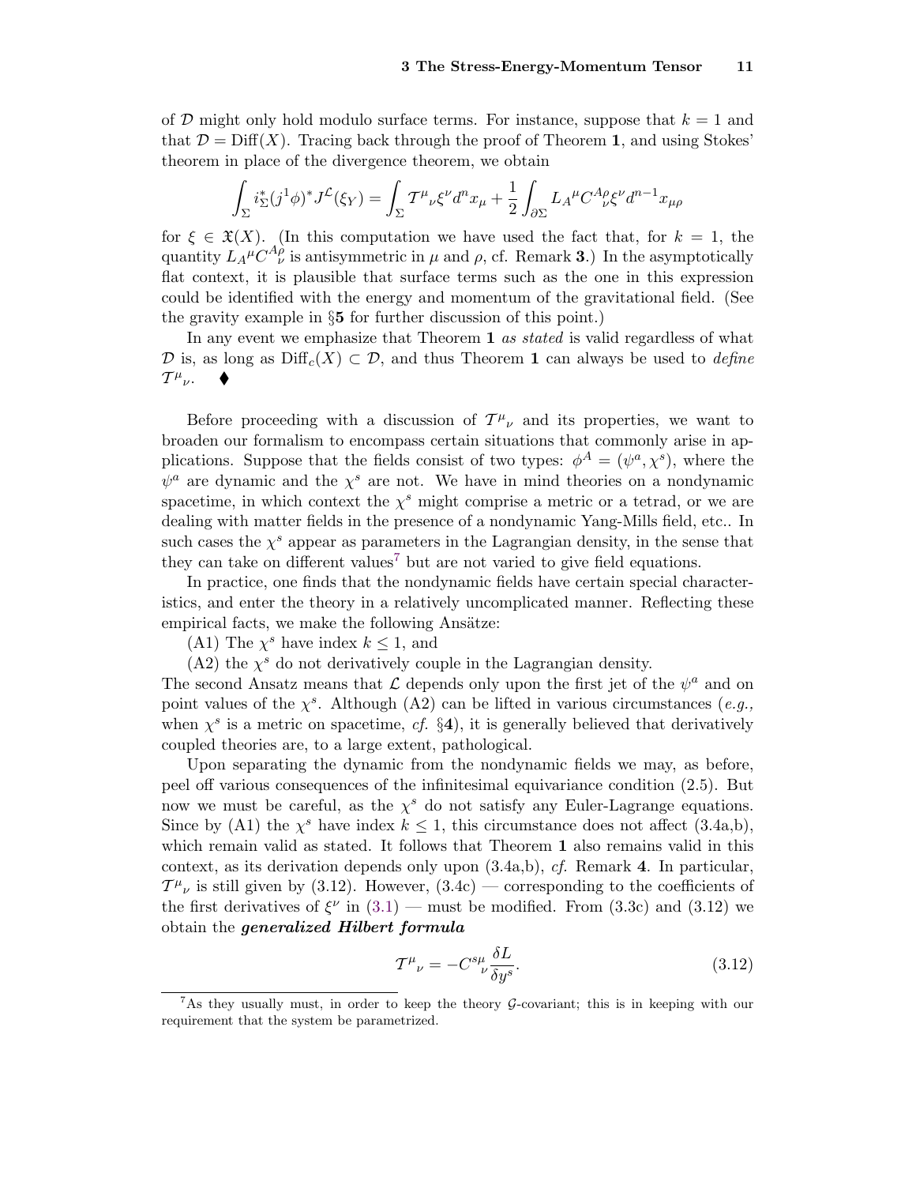of $\mathcal{D}$ might only hold modulo surface terms. For instance, suppose that $k = 1$ and that $\mathcal{D} = \mathrm{Diff}(X)$. Tracing back through the proof of Theorem **1**, and using Stokes' theorem in place of the divergence theorem, we obtain

$$\int_\Sigma i_\Sigma^*(j^1\phi)^* J^{\mathcal{L}}(\xi_Y) = \int_\Sigma \mathcal{T}^\mu{}_\nu \xi^\nu d^n x_\mu + \frac{1}{2}\int_{\partial\Sigma} L_A{}^\mu C^{A\rho}{}_\nu \xi^\nu d^{n-1}x_{\mu\rho}$$

for $\xi \in \mathfrak{X}(X)$. (In this computation we have used the fact that, for $k = 1$, the quantity $L_A{}^\mu C^{A\rho}_{\ \nu}$ is antisymmetric in $\mu$ and $\rho$, cf. Remark **3**.) In the asymptotically flat context, it is plausible that surface terms such as the one in this expression could be identified with the energy and momentum of the gravitational field. (See the gravity example in §**5** for further discussion of this point.)

In any event we emphasize that Theorem **1** *as stated* is valid regardless of what $\mathcal{D}$ is, as long as $\mathrm{Diff}_c(X) \subset \mathcal{D}$, and thus Theorem **1** can always be used to *define* $\mathcal{T}^\mu{}_\nu$. ◆

Before proceeding with a discussion of $\mathcal{T}^\mu{}_\nu$ and its properties, we want to broaden our formalism to encompass certain situations that commonly arise in applications. Suppose that the fields consist of two types: $\phi^A = (\psi^a, \chi^s)$, where the $\psi^a$ are dynamic and the $\chi^s$ are not. We have in mind theories on a nondynamic spacetime, in which context the $\chi^s$ might comprise a metric or a tetrad, or we are dealing with matter fields in the presence of a nondynamic Yang-Mills field, etc.. In such cases the $\chi^s$ appear as parameters in the Lagrangian density, in the sense that they can take on different values[7] but are not varied to give field equations.

In practice, one finds that the nondynamic fields have certain special characteristics, and enter the theory in a relatively uncomplicated manner. Reflecting these empirical facts, we make the following Ansätze:

(A1) The $\chi^s$ have index $k \leq 1$, and

(A2) the $\chi^s$ do not derivatively couple in the Lagrangian density.

The second Ansatz means that $\mathcal{L}$ depends only upon the first jet of the $\psi^a$ and on point values of the $\chi^s$. Although (A2) can be lifted in various circumstances (*e.g.,* when $\chi^s$ is a metric on spacetime, *cf.* §**4**), it is generally believed that derivatively coupled theories are, to a large extent, pathological.

Upon separating the dynamic from the nondynamic fields we may, as before, peel off various consequences of the infinitesimal equivariance condition (2.5). But now we must be careful, as the $\chi^s$ do not satisfy any Euler-Lagrange equations. Since by (A1) the $\chi^s$ have index $k \leq 1$, this circumstance does not affect (3.4a,b), which remain valid as stated. It follows that Theorem **1** also remains valid in this context, as its derivation depends only upon (3.4a,b), *cf.* Remark **4**. In particular, $\mathcal{T}^\mu{}_\nu$ is still given by (3.12). However, (3.4c) — corresponding to the coefficients of the first derivatives of $\xi^\nu$ in (3.1) — must be modified. From (3.3c) and (3.12) we obtain the ***generalized Hilbert formula***

$$\mathcal{T}^\mu{}_\nu = -C^{s\mu}{}_\nu \frac{\delta L}{\delta y^s}. \tag{3.12}$$

[7] As they usually must, in order to keep the theory $\mathcal{G}$-covariant; this is in keeping with our requirement that the system be parametrized.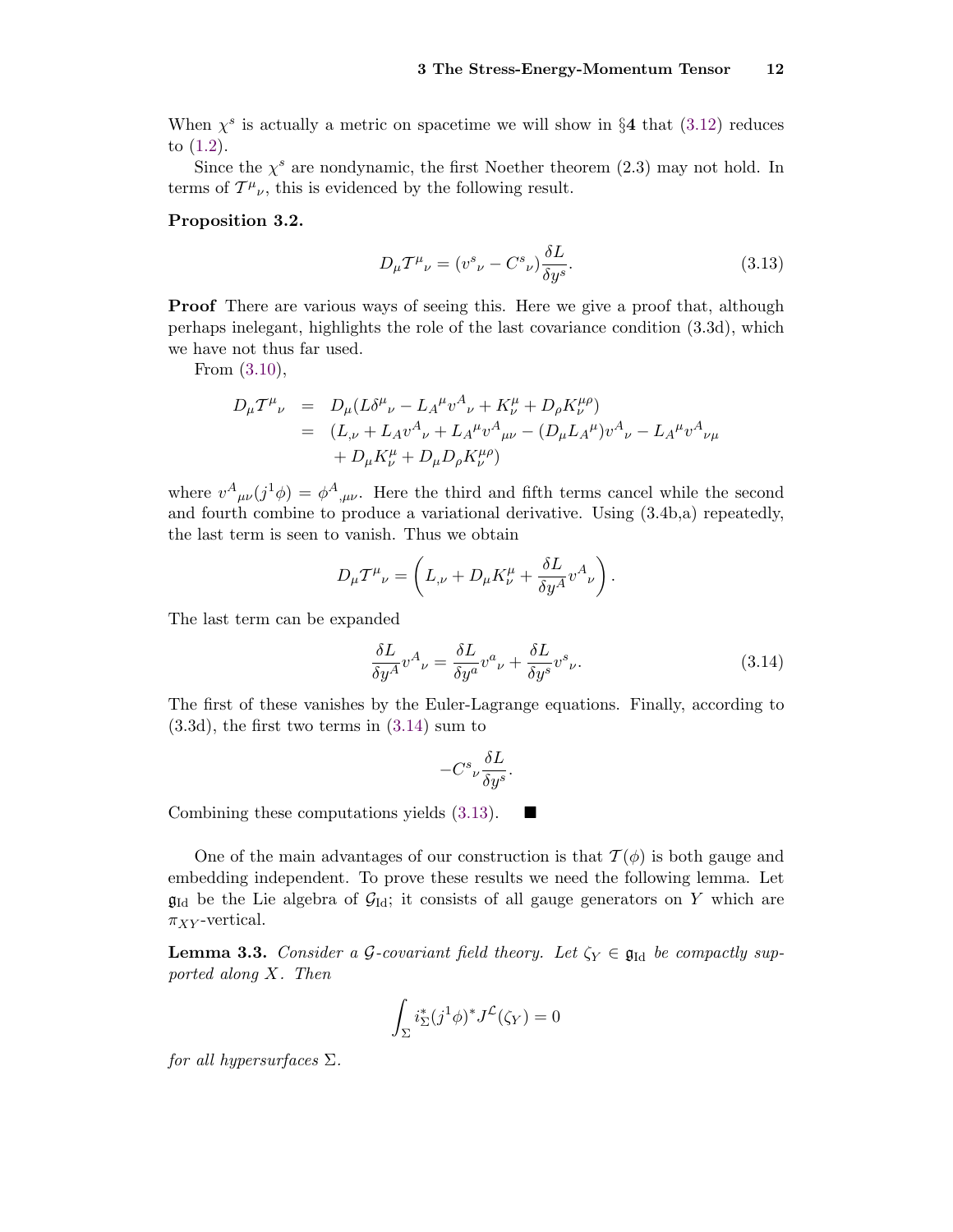When $\chi^s$ is actually a metric on spacetime we will show in §**4** that (3.12) reduces to (1.2).

Since the $\chi^s$ are nondynamic, the first Noether theorem (2.3) may not hold. In terms of $\mathcal{T}^\mu{}_\nu$, this is evidenced by the following result.

**Proposition 3.2.**

$$D_\mu \mathcal{T}^\mu{}_\nu = (v^s{}_\nu - C^s{}_\nu)\frac{\delta L}{\delta y^s}. \tag{3.13}$$

**Proof** There are various ways of seeing this. Here we give a proof that, although perhaps inelegant, highlights the role of the last covariance condition (3.3d), which we have not thus far used.

From (3.10),

$$\begin{aligned}
D_\mu \mathcal{T}^\mu{}_\nu &= D_\mu(L\delta^\mu{}_\nu - L_A{}^\mu v^A{}_\nu + K^\mu_\nu + D_\rho K^{\mu\rho}_\nu) \\
&= (L_{,\nu} + L_A v^A{}_\nu + L_A{}^\mu v^A{}_{\mu\nu} - (D_\mu L_A{}^\mu)v^A{}_\nu - L_A{}^\mu v^A{}_{\nu\mu} \\
&\quad + D_\mu K^\mu_\nu + D_\mu D_\rho K^{\mu\rho}_\nu)
\end{aligned}$$

where $v^A{}_{\mu\nu}(j^1\phi) = \phi^A{}_{,\mu\nu}$. Here the third and fifth terms cancel while the second and fourth combine to produce a variational derivative. Using (3.4b,a) repeatedly, the last term is seen to vanish. Thus we obtain

$$D_\mu \mathcal{T}^\mu{}_\nu = \left(L_{,\nu} + D_\mu K^\mu_\nu + \frac{\delta L}{\delta y^A} v^A{}_\nu\right).$$

The last term can be expanded

$$\frac{\delta L}{\delta y^A} v^A{}_\nu = \frac{\delta L}{\delta y^a} v^a{}_\nu + \frac{\delta L}{\delta y^s} v^s{}_\nu. \tag{3.14}$$

The first of these vanishes by the Euler-Lagrange equations. Finally, according to (3.3d), the first two terms in (3.14) sum to

$$-C^s{}_\nu \frac{\delta L}{\delta y^s}.$$

Combining these computations yields (3.13). ■

One of the main advantages of our construction is that $\mathcal{T}(\phi)$ is both gauge and embedding independent. To prove these results we need the following lemma. Let $\mathfrak{g}_{\mathrm{Id}}$ be the Lie algebra of $\mathcal{G}_{\mathrm{Id}}$; it consists of all gauge generators on $Y$ which are $\pi_{XY}$-vertical.

**Lemma 3.3.** *Consider a $\mathcal{G}$-covariant field theory. Let $\zeta_Y \in \mathfrak{g}_{\mathrm{Id}}$ be compactly supported along $X$. Then*

$$\int_\Sigma i_\Sigma^*(j^1\phi)^* J^{\mathcal{L}}(\zeta_Y) = 0$$

*for all hypersurfaces $\Sigma$.*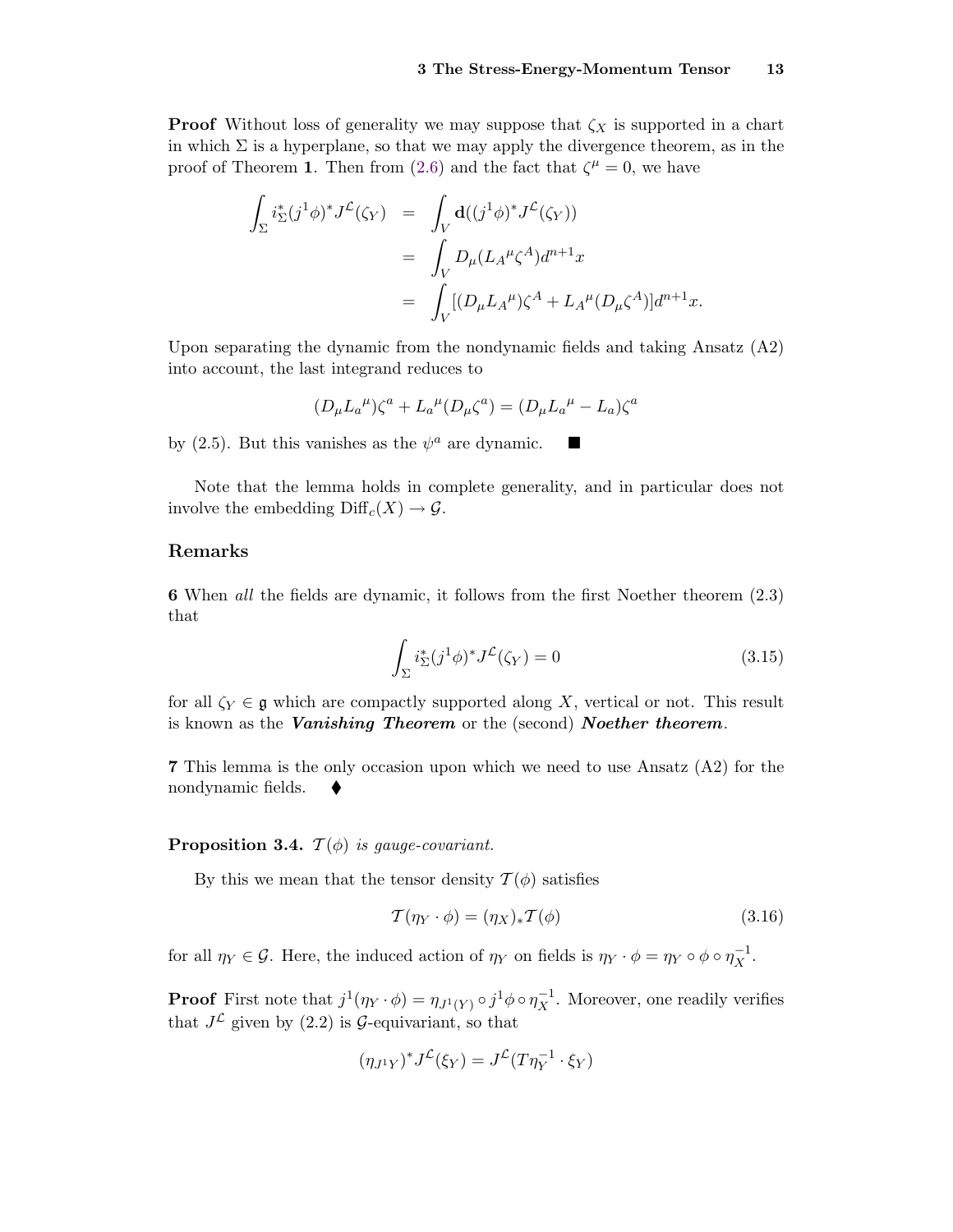**Proof** Without loss of generality we may suppose that $\zeta_X$ is supported in a chart in which $\Sigma$ is a hyperplane, so that we may apply the divergence theorem, as in the proof of Theorem **1**. Then from (2.6) and the fact that $\zeta^\mu = 0$, we have

$$\begin{aligned}
\int_\Sigma i^*_\Sigma (j^1\phi)^* J^{\mathcal{L}}(\zeta_Y) &= \int_V \mathbf{d}((j^1\phi)^* J^{\mathcal{L}}(\zeta_Y)) \\
&= \int_V D_\mu (L_A{}^\mu \zeta^A) d^{n+1}x \\
&= \int_V [(D_\mu L_A{}^\mu)\zeta^A + L_A{}^\mu (D_\mu \zeta^A)] d^{n+1}x.
\end{aligned}$$

Upon separating the dynamic from the nondynamic fields and taking Ansatz (A2) into account, the last integrand reduces to

$$(D_\mu L_a{}^\mu)\zeta^a + L_a{}^\mu (D_\mu \zeta^a) = (D_\mu L_a{}^\mu - L_a)\zeta^a$$

by (2.5). But this vanishes as the $\psi^a$ are dynamic. ■

Note that the lemma holds in complete generality, and in particular does not involve the embedding $\mathrm{Diff}_c(X) \to \mathcal{G}$.

## Remarks

**6** When *all* the fields are dynamic, it follows from the first Noether theorem (2.3) that

$$\int_\Sigma i^*_\Sigma (j^1\phi)^* J^{\mathcal{L}}(\zeta_Y) = 0 \tag{3.15}$$

for all $\zeta_Y \in \mathfrak{g}$ which are compactly supported along $X$, vertical or not. This result is known as the ***Vanishing Theorem*** or the (second) ***Noether theorem***.

**7** This lemma is the only occasion upon which we need to use Ansatz (A2) for the nondynamic fields. ♦

**Proposition 3.4.** *$\mathcal{T}(\phi)$ is gauge-covariant.*

By this we mean that the tensor density $\mathcal{T}(\phi)$ satisfies

$$\mathcal{T}(\eta_Y \cdot \phi) = (\eta_X)_* \mathcal{T}(\phi) \tag{3.16}$$

for all $\eta_Y \in \mathcal{G}$. Here, the induced action of $\eta_Y$ on fields is $\eta_Y \cdot \phi = \eta_Y \circ \phi \circ \eta_X^{-1}$.

**Proof** First note that $j^1(\eta_Y \cdot \phi) = \eta_{J^1(Y)} \circ j^1\phi \circ \eta_X^{-1}$. Moreover, one readily verifies that $J^{\mathcal{L}}$ given by (2.2) is $\mathcal{G}$-equivariant, so that

$$(\eta_{J^1Y})^* J^{\mathcal{L}}(\xi_Y) = J^{\mathcal{L}}(T\eta_Y^{-1} \cdot \xi_Y)$$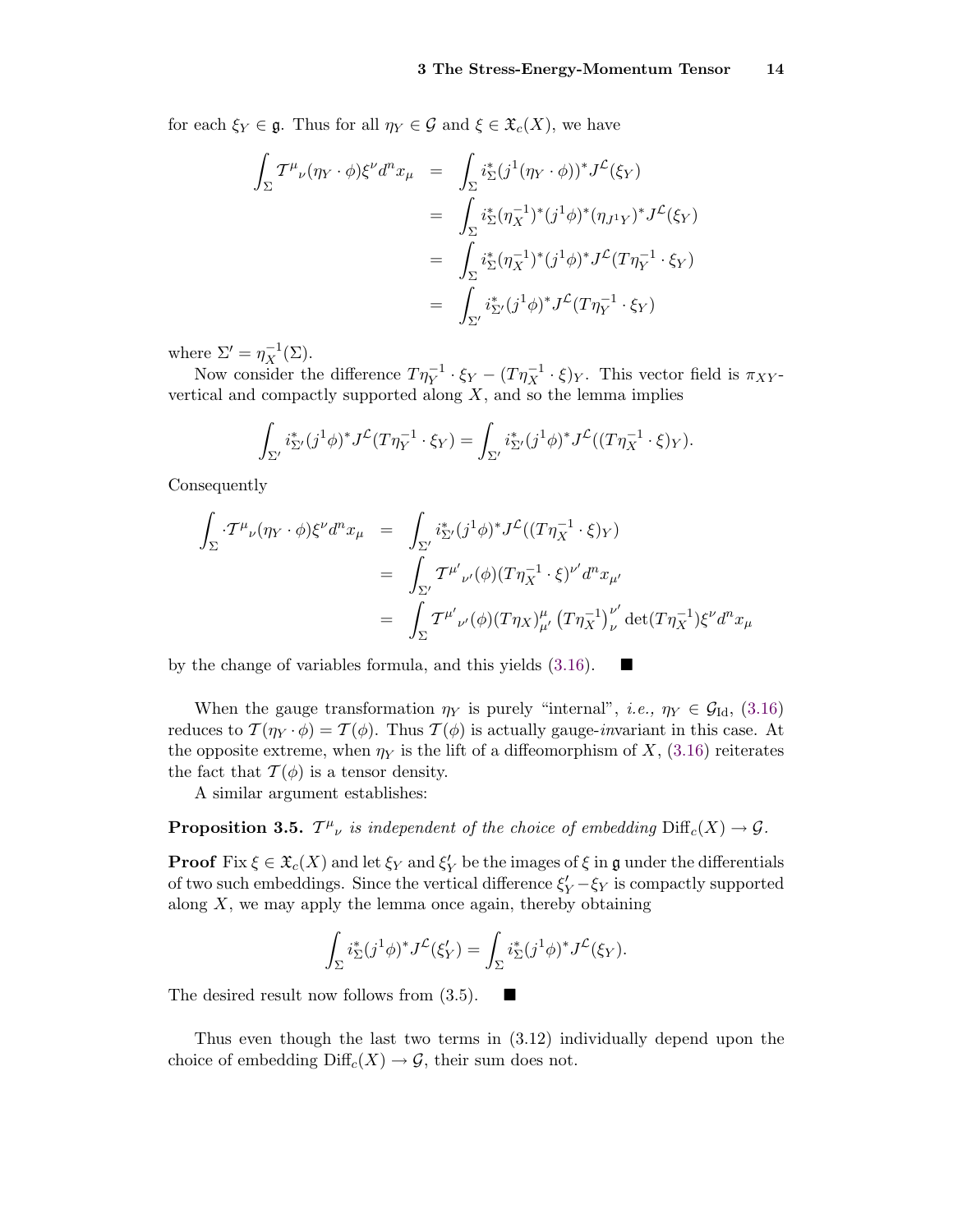for each $\xi_Y \in \mathfrak{g}$. Thus for all $\eta_Y \in \mathcal{G}$ and $\xi \in \mathfrak{X}_c(X)$, we have

$$
\begin{aligned}
\int_\Sigma \mathcal{T}^\mu{}_\nu(\eta_Y \cdot \phi)\xi^\nu d^n x_\mu &= \int_\Sigma i_\Sigma^*(j^1(\eta_Y \cdot \phi))^* J^{\mathcal{L}}(\xi_Y) \\
&= \int_\Sigma i_\Sigma^*(\eta_X^{-1})^*(j^1\phi)^*(\eta_{J^1Y})^* J^{\mathcal{L}}(\xi_Y) \\
&= \int_\Sigma i_\Sigma^*(\eta_X^{-1})^*(j^1\phi)^* J^{\mathcal{L}}(T\eta_Y^{-1} \cdot \xi_Y) \\
&= \int_{\Sigma'} i_{\Sigma'}^*(j^1\phi)^* J^{\mathcal{L}}(T\eta_Y^{-1} \cdot \xi_Y)
\end{aligned}
$$

where $\Sigma' = \eta_X^{-1}(\Sigma)$.

Now consider the difference $T\eta_Y^{-1} \cdot \xi_Y - (T\eta_X^{-1} \cdot \xi)_Y$. This vector field is $\pi_{XY}$-vertical and compactly supported along $X$, and so the lemma implies

$$
\int_{\Sigma'} i_{\Sigma'}^*(j^1\phi)^* J^{\mathcal{L}}(T\eta_Y^{-1} \cdot \xi_Y) = \int_{\Sigma'} i_{\Sigma'}^*(j^1\phi)^* J^{\mathcal{L}}((T\eta_X^{-1} \cdot \xi)_Y).
$$

Consequently

$$
\begin{aligned}
\int_\Sigma \cdot \mathcal{T}^\mu{}_\nu(\eta_Y \cdot \phi)\xi^\nu d^n x_\mu &= \int_{\Sigma'} i_{\Sigma'}^*(j^1\phi)^* J^{\mathcal{L}}((T\eta_X^{-1} \cdot \xi)_Y) \\
&= \int_{\Sigma'} \mathcal{T}^{\mu'}{}_{\nu'}(\phi)(T\eta_X^{-1} \cdot \xi)^{\nu'} d^n x_{\mu'} \\
&= \int_\Sigma \mathcal{T}^{\mu'}{}_{\nu'}(\phi)(T\eta_X)^\mu_{\mu'} \left(T\eta_X^{-1}\right)^{\nu'}_\nu \det(T\eta_X^{-1})\xi^\nu d^n x_\mu
\end{aligned}
$$

by the change of variables formula, and this yields (3.16). ■

When the gauge transformation $\eta_Y$ is purely "internal", *i.e.,* $\eta_Y \in \mathcal{G}_{\mathrm{Id}}$, (3.16) reduces to $\mathcal{T}(\eta_Y \cdot \phi) = \mathcal{T}(\phi)$. Thus $\mathcal{T}(\phi)$ is actually gauge-*in*variant in this case. At the opposite extreme, when $\eta_Y$ is the lift of a diffeomorphism of $X$, (3.16) reiterates the fact that $\mathcal{T}(\phi)$ is a tensor density.

A similar argument establishes:

**Proposition 3.5.** *$\mathcal{T}^\mu{}_\nu$ is independent of the choice of embedding $\mathrm{Diff}_c(X) \to \mathcal{G}$.*

**Proof** Fix $\xi \in \mathfrak{X}_c(X)$ and let $\xi_Y$ and $\xi'_Y$ be the images of $\xi$ in $\mathfrak{g}$ under the differentials of two such embeddings. Since the vertical difference $\xi'_Y - \xi_Y$ is compactly supported along $X$, we may apply the lemma once again, thereby obtaining

$$
\int_\Sigma i_\Sigma^*(j^1\phi)^* J^{\mathcal{L}}(\xi'_Y) = \int_\Sigma i_\Sigma^*(j^1\phi)^* J^{\mathcal{L}}(\xi_Y).
$$

The desired result now follows from (3.5). ■

Thus even though the last two terms in (3.12) individually depend upon the choice of embedding $\mathrm{Diff}_c(X) \to \mathcal{G}$, their sum does not.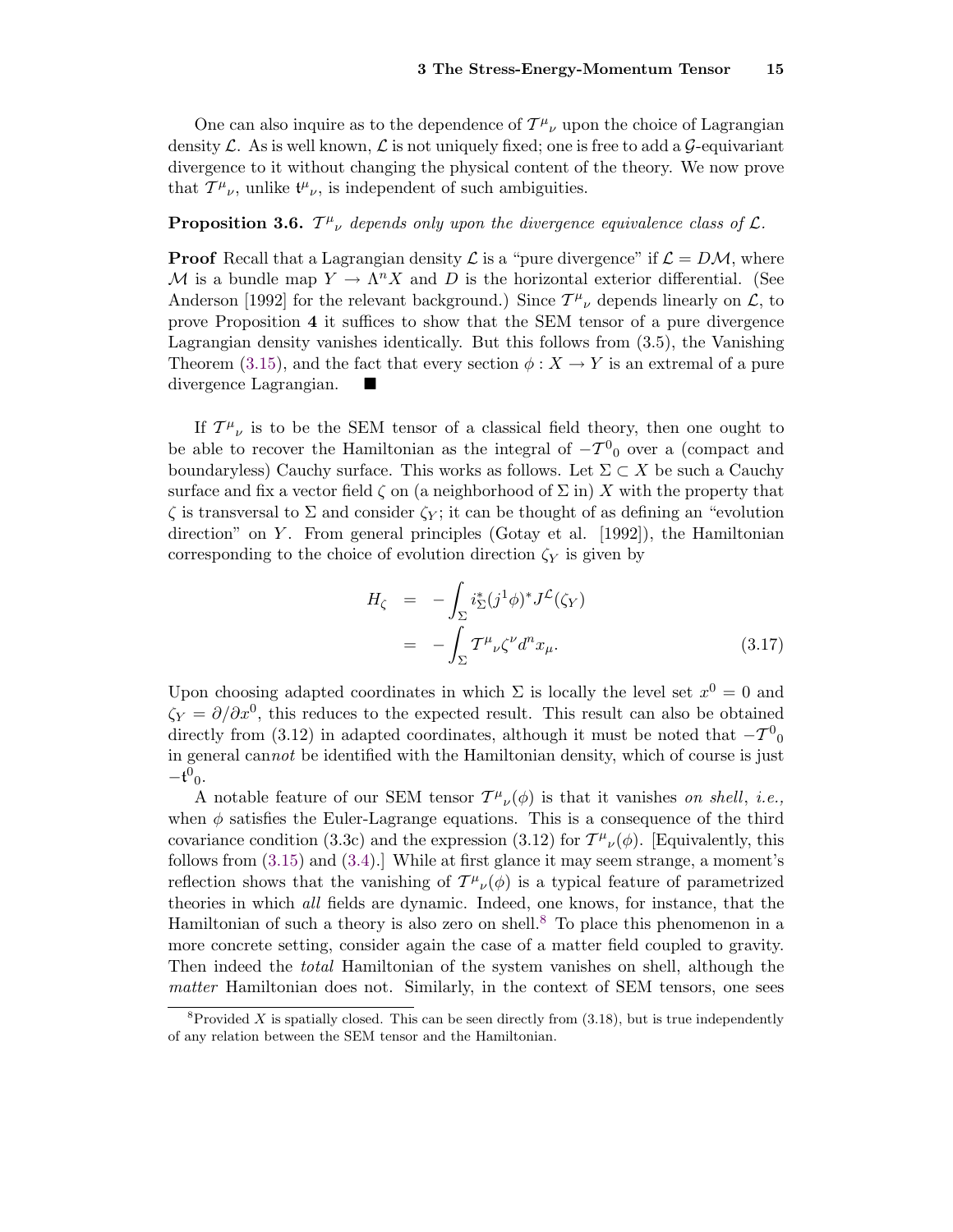One can also inquire as to the dependence of $\mathcal{T}^{\mu}{}_{\nu}$ upon the choice of Lagrangian density $\mathcal{L}$. As is well known, $\mathcal{L}$ is not uniquely fixed; one is free to add a $\mathcal{G}$-equivariant divergence to it without changing the physical content of the theory. We now prove that $\mathcal{T}^{\mu}{}_{\nu}$, unlike $\mathfrak{t}^{\mu}{}_{\nu}$, is independent of such ambiguities.

**Proposition 3.6.** *$\mathcal{T}^{\mu}{}_{\nu}$ depends only upon the divergence equivalence class of $\mathcal{L}$.*

**Proof** Recall that a Lagrangian density $\mathcal{L}$ is a "pure divergence" if $\mathcal{L} = D\mathcal{M}$, where $\mathcal{M}$ is a bundle map $Y \to \Lambda^n X$ and $D$ is the horizontal exterior differential. (See Anderson [1992] for the relevant background.) Since $\mathcal{T}^{\mu}{}_{\nu}$ depends linearly on $\mathcal{L}$, to prove Proposition **4** it suffices to show that the SEM tensor of a pure divergence Lagrangian density vanishes identically. But this follows from (3.5), the Vanishing Theorem (3.15), and the fact that every section $\phi : X \to Y$ is an extremal of a pure divergence Lagrangian. ■

If $\mathcal{T}^{\mu}{}_{\nu}$ is to be the SEM tensor of a classical field theory, then one ought to be able to recover the Hamiltonian as the integral of $-\mathcal{T}^{0}{}_{0}$ over a (compact and boundaryless) Cauchy surface. This works as follows. Let $\Sigma \subset X$ be such a Cauchy surface and fix a vector field $\zeta$ on (a neighborhood of $\Sigma$ in) $X$ with the property that $\zeta$ is transversal to $\Sigma$ and consider $\zeta_Y$; it can be thought of as defining an "evolution direction" on $Y$. From general principles (Gotay et al. [1992]), the Hamiltonian corresponding to the choice of evolution direction $\zeta_Y$ is given by

$$
\begin{aligned}
H_{\zeta} &= -\int_{\Sigma} i_{\Sigma}^{*}(j^1\phi)^{*} J^{\mathcal{L}}(\zeta_Y) \\
&= -\int_{\Sigma} \mathcal{T}^{\mu}{}_{\nu}\zeta^{\nu} d^n x_{\mu}.
\end{aligned}
\tag{3.17}
$$

Upon choosing adapted coordinates in which $\Sigma$ is locally the level set $x^0 = 0$ and $\zeta_Y = \partial/\partial x^0$, this reduces to the expected result. This result can also be obtained directly from (3.12) in adapted coordinates, although it must be noted that $-\mathcal{T}^{0}{}_{0}$ in general can*not* be identified with the Hamiltonian density, which of course is just $-\mathfrak{t}^{0}{}_{0}$.

A notable feature of our SEM tensor $\mathcal{T}^{\mu}{}_{\nu}(\phi)$ is that it vanishes *on shell*, *i.e.,* when $\phi$ satisfies the Euler-Lagrange equations. This is a consequence of the third covariance condition (3.3c) and the expression (3.12) for $\mathcal{T}^{\mu}{}_{\nu}(\phi)$. [Equivalently, this follows from (3.15) and (3.4).] While at first glance it may seem strange, a moment's reflection shows that the vanishing of $\mathcal{T}^{\mu}{}_{\nu}(\phi)$ is a typical feature of parametrized theories in which *all* fields are dynamic. Indeed, one knows, for instance, that the Hamiltonian of such a theory is also zero on shell.[8] To place this phenomenon in a more concrete setting, consider again the case of a matter field coupled to gravity. Then indeed the *total* Hamiltonian of the system vanishes on shell, although the *matter* Hamiltonian does not. Similarly, in the context of SEM tensors, one sees

[8] Provided $X$ is spatially closed. This can be seen directly from (3.18), but is true independently of any relation between the SEM tensor and the Hamiltonian.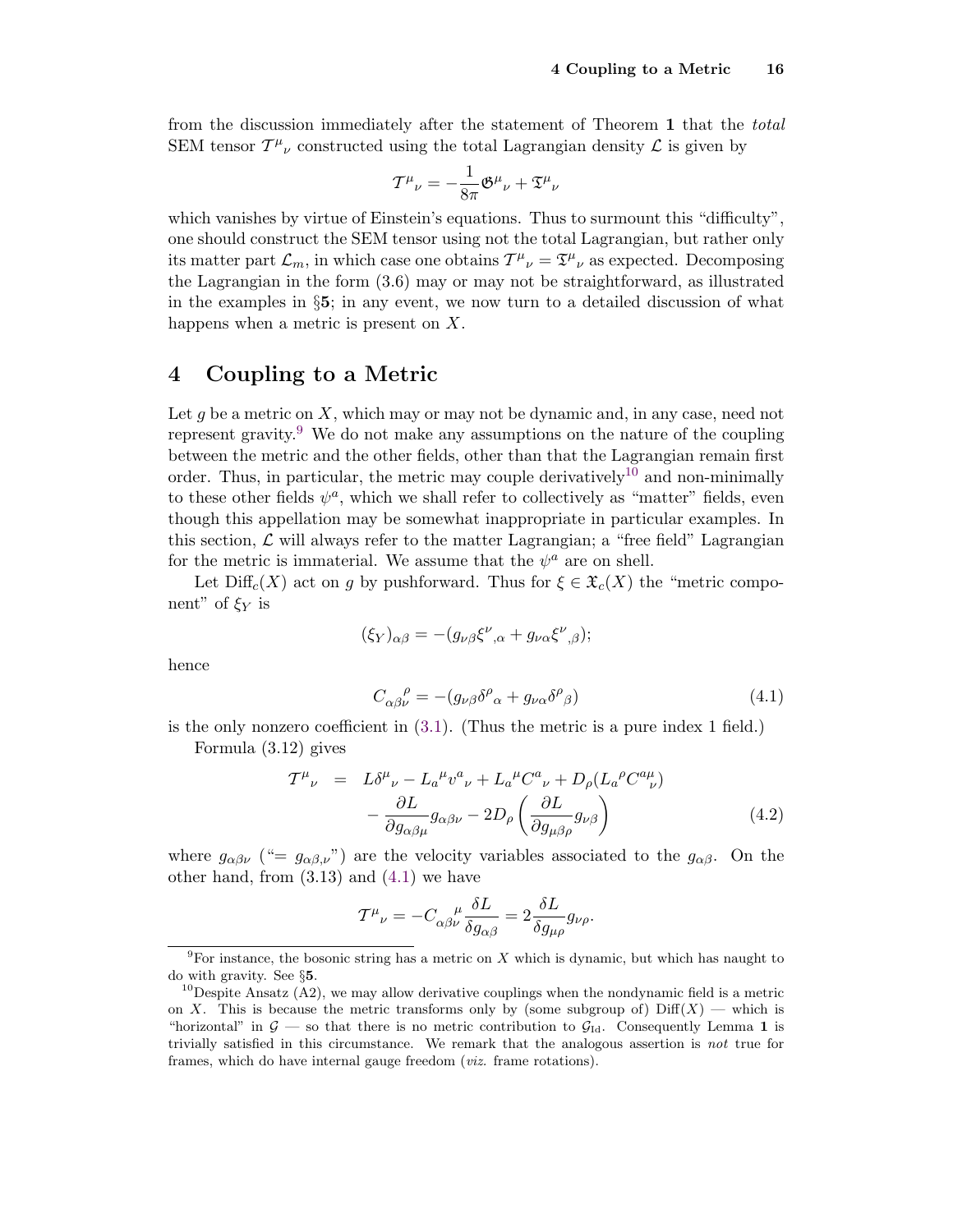from the discussion immediately after the statement of Theorem **1** that the *total* SEM tensor $\mathcal{T}^{\mu}{}_{\nu}$ constructed using the total Lagrangian density $\mathcal{L}$ is given by

$$\mathcal{T}^{\mu}{}_{\nu} = -\frac{1}{8\pi}\mathfrak{G}^{\mu}{}_{\nu} + \mathfrak{T}^{\mu}{}_{\nu}$$

which vanishes by virtue of Einstein's equations. Thus to surmount this "difficulty", one should construct the SEM tensor using not the total Lagrangian, but rather only its matter part $\mathcal{L}_m$, in which case one obtains $\mathcal{T}^{\mu}{}_{\nu} = \mathfrak{T}^{\mu}{}_{\nu}$ as expected. Decomposing the Lagrangian in the form (3.6) may or may not be straightforward, as illustrated in the examples in §**5**; in any event, we now turn to a detailed discussion of what happens when a metric is present on $X$.

# 4 Coupling to a Metric

Let $g$ be a metric on $X$, which may or may not be dynamic and, in any case, need not represent gravity.[9] We do not make any assumptions on the nature of the coupling between the metric and the other fields, other than that the Lagrangian remain first order. Thus, in particular, the metric may couple derivatively[10] and non-minimally to these other fields $\psi^a$, which we shall refer to collectively as "matter" fields, even though this appellation may be somewhat inappropriate in particular examples. In this section, $\mathcal{L}$ will always refer to the matter Lagrangian; a "free field" Lagrangian for the metric is immaterial. We assume that the $\psi^a$ are on shell.

Let $\mathrm{Diff}_c(X)$ act on $g$ by pushforward. Thus for $\xi \in \mathfrak{X}_c(X)$ the "metric component" of $\xi_Y$ is

$$(\xi_Y)_{\alpha\beta} = -(g_{\nu\beta}\xi^{\nu}{}_{,\alpha} + g_{\nu\alpha}\xi^{\nu}{}_{,\beta});$$

hence

$$C_{\alpha\beta}{}^{\rho}{}_{\nu} = -(g_{\nu\beta}\delta^{\rho}{}_{\alpha} + g_{\nu\alpha}\delta^{\rho}{}_{\beta}) \tag{4.1}$$

is the only nonzero coefficient in (3.1). (Thus the metric is a pure index 1 field.)

Formula (3.12) gives

$$\begin{aligned}\mathcal{T}^{\mu}{}_{\nu} &= L\delta^{\mu}{}_{\nu} - L_a{}^{\mu}v^a{}_{\nu} + L_a{}^{\mu}C^a{}_{\nu} + D_\rho(L_a{}^{\rho}C^{a\mu}{}_{\nu}) \\ &\quad - \frac{\partial L}{\partial g_{\alpha\beta\mu}}g_{\alpha\beta\nu} - 2D_\rho\left(\frac{\partial L}{\partial g_{\mu\beta\rho}}g_{\nu\beta}\right)\end{aligned} \tag{4.2}$$

where $g_{\alpha\beta\nu}$ ("$= g_{\alpha\beta,\nu}$") are the velocity variables associated to the $g_{\alpha\beta}$. On the other hand, from (3.13) and (4.1) we have

$$\mathcal{T}^{\mu}{}_{\nu} = -C_{\alpha\beta}{}^{\mu}{}_{\nu}\frac{\delta L}{\delta g_{\alpha\beta}} = 2\frac{\delta L}{\delta g_{\mu\rho}}g_{\nu\rho}.$$

---

[9] For instance, the bosonic string has a metric on $X$ which is dynamic, but which has naught to do with gravity. See §**5**.

[10] Despite Ansatz (A2), we may allow derivative couplings when the nondynamic field is a metric on $X$. This is because the metric transforms only by (some subgroup of) $\mathrm{Diff}(X)$ — which is "horizontal" in $\mathcal{G}$ — so that there is no metric contribution to $\mathcal{G}_{\mathrm{Id}}$. Consequently Lemma **1** is trivially satisfied in this circumstance. We remark that the analogous assertion is *not* true for frames, which do have internal gauge freedom (*viz.* frame rotations).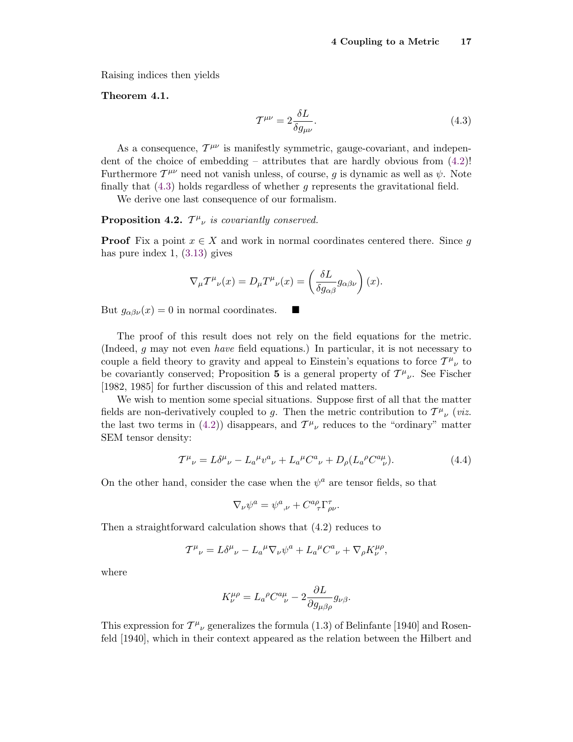Raising indices then yields

**Theorem 4.1.**

$$\mathcal{T}^{\mu\nu} = 2\frac{\delta L}{\delta g_{\mu\nu}}. \tag{4.3}$$

As a consequence, $\mathcal{T}^{\mu\nu}$ is manifestly symmetric, gauge-covariant, and independent of the choice of embedding – attributes that are hardly obvious from (4.2)! Furthermore $\mathcal{T}^{\mu\nu}$ need not vanish unless, of course, $g$ is dynamic as well as $\psi$. Note finally that (4.3) holds regardless of whether $g$ represents the gravitational field.

We derive one last consequence of our formalism.

**Proposition 4.2.** *$\mathcal{T}^{\mu}{}_{\nu}$ is covariantly conserved.*

**Proof** Fix a point $x \in X$ and work in normal coordinates centered there. Since $g$ has pure index 1, (3.13) gives

$$\nabla_\mu \mathcal{T}^{\mu}{}_{\nu}(x) = D_\mu T^{\mu}{}_{\nu}(x) = \left(\frac{\delta L}{\delta g_{\alpha\beta}} g_{\alpha\beta\nu}\right)(x).$$

But $g_{\alpha\beta\nu}(x) = 0$ in normal coordinates. ■

The proof of this result does not rely on the field equations for the metric. (Indeed, $g$ may not even *have* field equations.) In particular, it is not necessary to couple a field theory to gravity and appeal to Einstein's equations to force $\mathcal{T}^{\mu}{}_{\nu}$ to be covariantly conserved; Proposition **5** is a general property of $\mathcal{T}^{\mu}{}_{\nu}$. See Fischer [1982, 1985] for further discussion of this and related matters.

We wish to mention some special situations. Suppose first of all that the matter fields are non-derivatively coupled to $g$. Then the metric contribution to $\mathcal{T}^{\mu}{}_{\nu}$ (*viz.* the last two terms in (4.2)) disappears, and $\mathcal{T}^{\mu}{}_{\nu}$ reduces to the "ordinary" matter SEM tensor density:

$$\mathcal{T}^{\mu}{}_{\nu} = L\delta^{\mu}{}_{\nu} - L_a{}^{\mu} v^a{}_{\nu} + L_a{}^{\mu} C^a{}_{\nu} + D_\rho(L_a{}^{\rho} C^{a\mu}{}_{\nu}). \tag{4.4}$$

On the other hand, consider the case when the $\psi^a$ are tensor fields, so that

$$\nabla_\nu \psi^a = \psi^a{}_{,\nu} + C^{a\rho}{}_{\tau} \Gamma^{\tau}_{\rho\nu}.$$

Then a straightforward calculation shows that (4.2) reduces to

$$\mathcal{T}^{\mu}{}_{\nu} = L\delta^{\mu}{}_{\nu} - L_a{}^{\mu} \nabla_\nu \psi^a + L_a{}^{\mu} C^a{}_{\nu} + \nabla_\rho K^{\mu\rho}_{\nu},$$

where

$$K^{\mu\rho}_{\nu} = L_a{}^{\rho} C^{a\mu}{}_{\nu} - 2\frac{\partial L}{\partial g_{\mu\beta\rho}} g_{\nu\beta}.$$

This expression for $\mathcal{T}^{\mu}{}_{\nu}$ generalizes the formula (1.3) of Belinfante [1940] and Rosenfeld [1940], which in their context appeared as the relation between the Hilbert and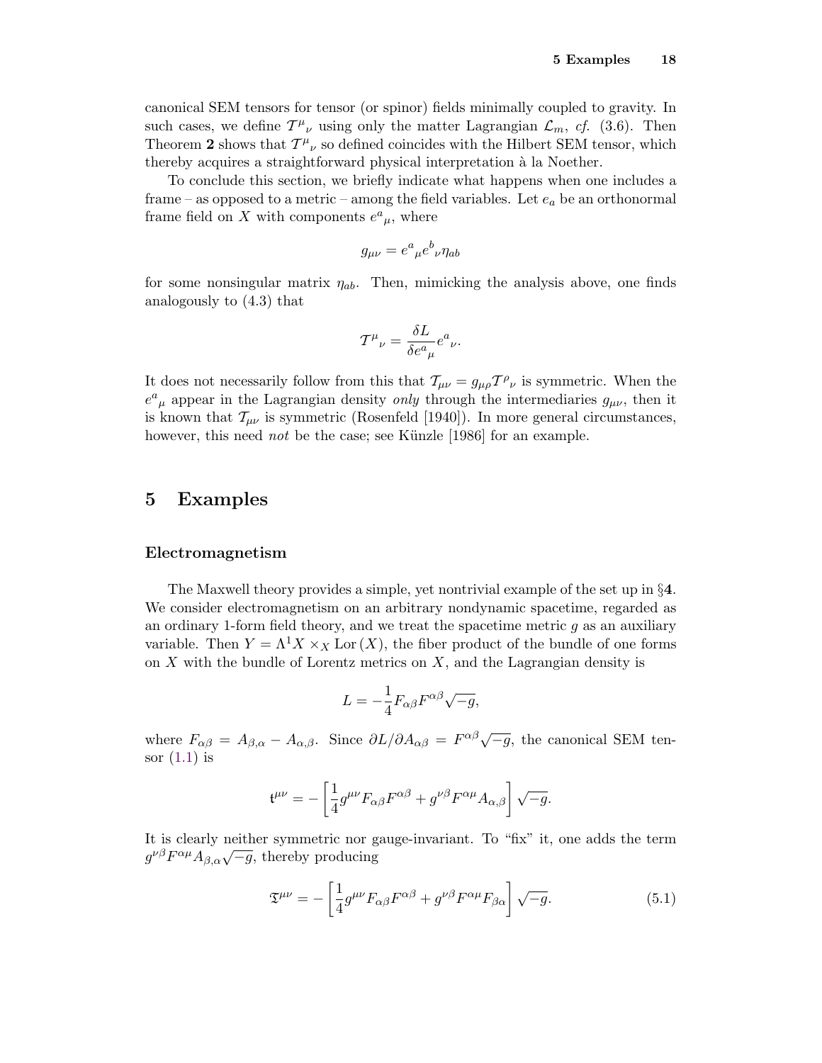canonical SEM tensors for tensor (or spinor) fields minimally coupled to gravity. In such cases, we define $\mathcal{T}^{\mu}{}_{\nu}$ using only the matter Lagrangian $\mathcal{L}_m$, *cf.* (3.6). Then Theorem **2** shows that $\mathcal{T}^{\mu}{}_{\nu}$ so defined coincides with the Hilbert SEM tensor, which thereby acquires a straightforward physical interpretation à la Noether.

To conclude this section, we briefly indicate what happens when one includes a frame – as opposed to a metric – among the field variables. Let $e_a$ be an orthonormal frame field on $X$ with components $e^a{}_{\mu}$, where

$$g_{\mu\nu} = e^a{}_{\mu} e^b{}_{\nu} \eta_{ab}$$

for some nonsingular matrix $\eta_{ab}$. Then, mimicking the analysis above, one finds analogously to (4.3) that

$$\mathcal{T}^{\mu}{}_{\nu} = \frac{\delta L}{\delta e^a{}_{\mu}} e^a{}_{\nu}.$$

It does not necessarily follow from this that $\mathcal{T}_{\mu\nu} = g_{\mu\rho}\mathcal{T}^{\rho}{}_{\nu}$ is symmetric. When the $e^a{}_{\mu}$ appear in the Lagrangian density *only* through the intermediaries $g_{\mu\nu}$, then it is known that $\mathcal{T}_{\mu\nu}$ is symmetric (Rosenfeld [1940]). In more general circumstances, however, this need *not* be the case; see Künzle [1986] for an example.

# 5 Examples

### Electromagnetism

The Maxwell theory provides a simple, yet nontrivial example of the set up in §**4**. We consider electromagnetism on an arbitrary nondynamic spacetime, regarded as an ordinary 1-form field theory, and we treat the spacetime metric $g$ as an auxiliary variable. Then $Y = \Lambda^1 X \times_X \mathrm{Lor}\,(X)$, the fiber product of the bundle of one forms on $X$ with the bundle of Lorentz metrics on $X$, and the Lagrangian density is

$$L = -\frac{1}{4} F_{\alpha\beta} F^{\alpha\beta} \sqrt{-g},$$

where $F_{\alpha\beta} = A_{\beta,\alpha} - A_{\alpha,\beta}$. Since $\partial L / \partial A_{\alpha\beta} = F^{\alpha\beta}\sqrt{-g}$, the canonical SEM tensor (1.1) is

$$\mathfrak{t}^{\mu\nu} = -\left[\frac{1}{4} g^{\mu\nu} F_{\alpha\beta} F^{\alpha\beta} + g^{\nu\beta} F^{\alpha\mu} A_{\alpha,\beta}\right]\sqrt{-g}.$$

It is clearly neither symmetric nor gauge-invariant. To "fix" it, one adds the term $g^{\nu\beta} F^{\alpha\mu} A_{\beta,\alpha}\sqrt{-g}$, thereby producing

$$\mathfrak{T}^{\mu\nu} = -\left[\frac{1}{4} g^{\mu\nu} F_{\alpha\beta} F^{\alpha\beta} + g^{\nu\beta} F^{\alpha\mu} F_{\beta\alpha}\right]\sqrt{-g}. \tag{5.1}$$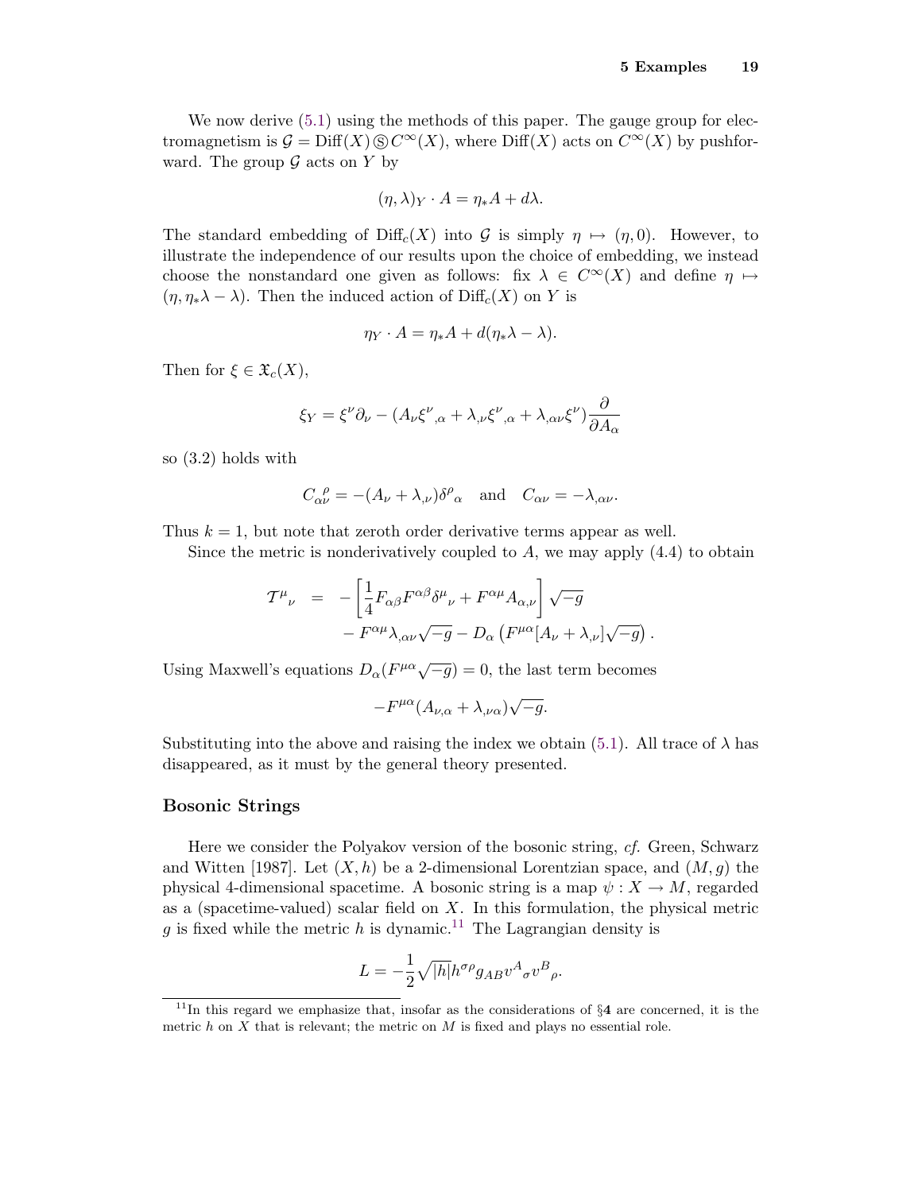We now derive (5.1) using the methods of this paper. The gauge group for electromagnetism is $\mathcal{G} = \mathrm{Diff}(X) \circledS C^\infty(X)$, where $\mathrm{Diff}(X)$ acts on $C^\infty(X)$ by pushforward. The group $\mathcal{G}$ acts on $Y$ by

$$(\eta, \lambda)_Y \cdot A = \eta_* A + d\lambda.$$

The standard embedding of $\mathrm{Diff}_c(X)$ into $\mathcal{G}$ is simply $\eta \mapsto (\eta, 0)$. However, to illustrate the independence of our results upon the choice of embedding, we instead choose the nonstandard one given as follows: fix $\lambda \in C^\infty(X)$ and define $\eta \mapsto (\eta, \eta_*\lambda - \lambda)$. Then the induced action of $\mathrm{Diff}_c(X)$ on $Y$ is

$$\eta_Y \cdot A = \eta_* A + d(\eta_*\lambda - \lambda).$$

Then for $\xi \in \mathfrak{X}_c(X)$,

$$\xi_Y = \xi^\nu \partial_\nu - (A_\nu \xi^\nu{}_{,\alpha} + \lambda_{,\nu}\xi^\nu{}_{,\alpha} + \lambda_{,\alpha\nu}\xi^\nu)\frac{\partial}{\partial A_\alpha}$$

so (3.2) holds with

$$C_{\alpha\nu}^{\;\rho} = -(A_\nu + \lambda_{,\nu})\delta^\rho{}_\alpha \quad \text{and} \quad C_{\alpha\nu} = -\lambda_{,\alpha\nu}.$$

Thus $k = 1$, but note that zeroth order derivative terms appear as well.

Since the metric is nonderivatively coupled to $A$, we may apply (4.4) to obtain

$$\begin{aligned}
\mathcal{T}^\mu{}_\nu \;\; &= \;\; -\left[\frac{1}{4}F_{\alpha\beta}F^{\alpha\beta}\delta^\mu{}_\nu + F^{\alpha\mu}A_{\alpha,\nu}\right]\sqrt{-g} \\
&\quad - F^{\alpha\mu}\lambda_{,\alpha\nu}\sqrt{-g} - D_\alpha\left(F^{\mu\alpha}[A_\nu + \lambda_{,\nu}]\sqrt{-g}\right).
\end{aligned}$$

Using Maxwell's equations $D_\alpha(F^{\mu\alpha}\sqrt{-g}) = 0$, the last term becomes

$$-F^{\mu\alpha}(A_{\nu,\alpha} + \lambda_{,\nu\alpha})\sqrt{-g}.$$

Substituting into the above and raising the index we obtain (5.1). All trace of $\lambda$ has disappeared, as it must by the general theory presented.

### Bosonic Strings

Here we consider the Polyakov version of the bosonic string, *cf.* Green, Schwarz and Witten [1987]. Let $(X, h)$ be a 2-dimensional Lorentzian space, and $(M, g)$ the physical 4-dimensional spacetime. A bosonic string is a map $\psi : X \to M$, regarded as a (spacetime-valued) scalar field on $X$. In this formulation, the physical metric $g$ is fixed while the metric $h$ is dynamic.[11] The Lagrangian density is

$$L = -\frac{1}{2}\sqrt{|h|}h^{\sigma\rho}g_{AB}v^A{}_\sigma v^B{}_\rho.$$

[11] In this regard we emphasize that, insofar as the considerations of §**4** are concerned, it is the metric $h$ on $X$ that is relevant; the metric on $M$ is fixed and plays no essential role.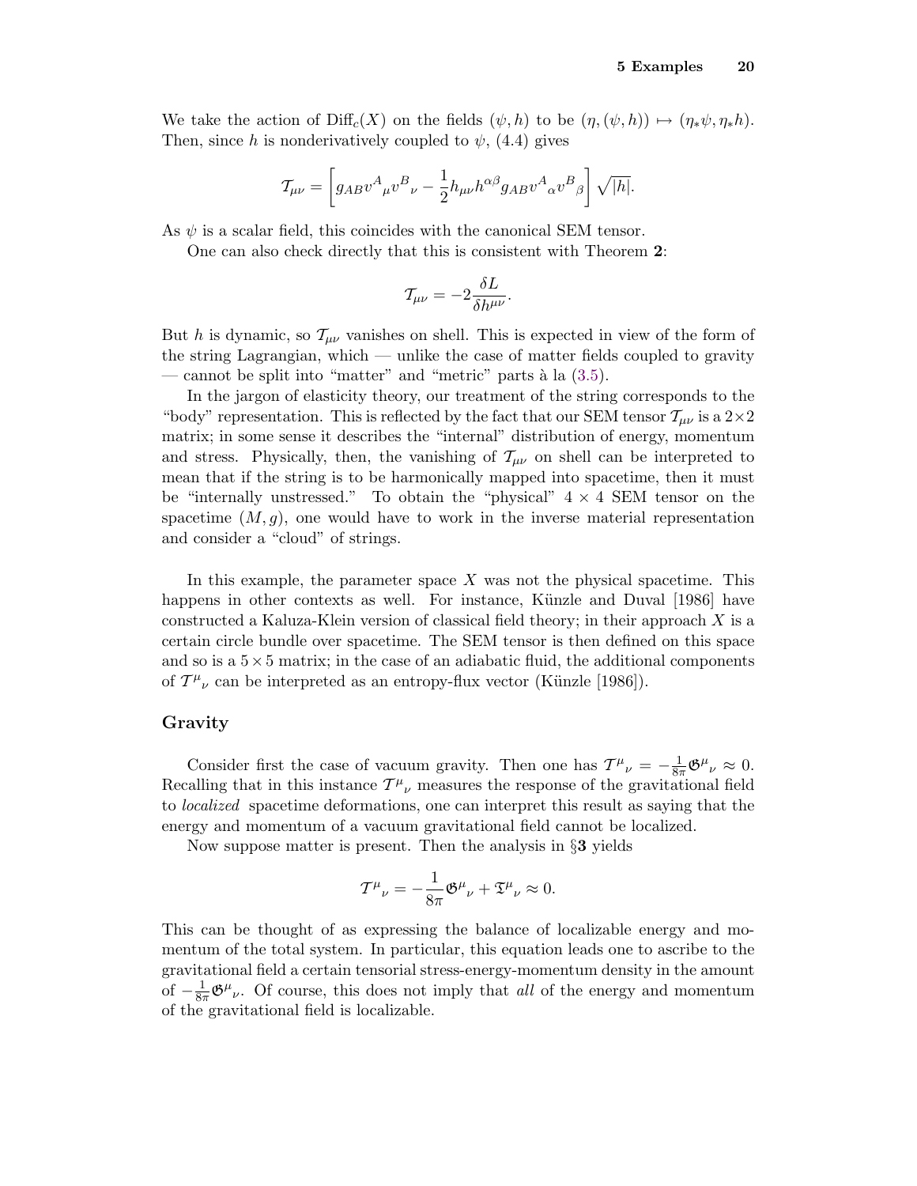We take the action of $\mathrm{Diff}_c(X)$ on the fields $(\psi, h)$ to be $(\eta, (\psi, h)) \mapsto (\eta_*\psi, \eta_*h)$. Then, since $h$ is nonderivatively coupled to $\psi$, (4.4) gives

$$\mathcal{T}_{\mu\nu} = \left[ g_{AB} v^A{}_\mu v^B{}_\nu - \frac{1}{2} h_{\mu\nu} h^{\alpha\beta} g_{AB} v^A{}_\alpha v^B{}_\beta \right] \sqrt{|h|}.$$

As $\psi$ is a scalar field, this coincides with the canonical SEM tensor.

One can also check directly that this is consistent with Theorem **2**:

$$\mathcal{T}_{\mu\nu} = -2 \frac{\delta L}{\delta h^{\mu\nu}}.$$

But $h$ is dynamic, so $\mathcal{T}_{\mu\nu}$ vanishes on shell. This is expected in view of the form of the string Lagrangian, which — unlike the case of matter fields coupled to gravity — cannot be split into "matter" and "metric" parts à la (3.5).

In the jargon of elasticity theory, our treatment of the string corresponds to the "body" representation. This is reflected by the fact that our SEM tensor $\mathcal{T}_{\mu\nu}$ is a $2 \times 2$ matrix; in some sense it describes the "internal" distribution of energy, momentum and stress. Physically, then, the vanishing of $\mathcal{T}_{\mu\nu}$ on shell can be interpreted to mean that if the string is to be harmonically mapped into spacetime, then it must be "internally unstressed." To obtain the "physical" $4 \times 4$ SEM tensor on the spacetime $(M, g)$, one would have to work in the inverse material representation and consider a "cloud" of strings.

In this example, the parameter space $X$ was not the physical spacetime. This happens in other contexts as well. For instance, Künzle and Duval [1986] have constructed a Kaluza-Klein version of classical field theory; in their approach $X$ is a certain circle bundle over spacetime. The SEM tensor is then defined on this space and so is a $5 \times 5$ matrix; in the case of an adiabatic fluid, the additional components of $\mathcal{T}^\mu{}_\nu$ can be interpreted as an entropy-flux vector (Künzle [1986]).

### Gravity

Consider first the case of vacuum gravity. Then one has $\mathcal{T}^\mu{}_\nu = -\frac{1}{8\pi}\mathfrak{G}^\mu{}_\nu \approx 0$. Recalling that in this instance $\mathcal{T}^\mu{}_\nu$ measures the response of the gravitational field to *localized* spacetime deformations, one can interpret this result as saying that the energy and momentum of a vacuum gravitational field cannot be localized.

Now suppose matter is present. Then the analysis in §**3** yields

$$\mathcal{T}^\mu{}_\nu = -\frac{1}{8\pi}\mathfrak{G}^\mu{}_\nu + \mathfrak{T}^\mu{}_\nu \approx 0.$$

This can be thought of as expressing the balance of localizable energy and momentum of the total system. In particular, this equation leads one to ascribe to the gravitational field a certain tensorial stress-energy-momentum density in the amount of $-\frac{1}{8\pi}\mathfrak{G}^\mu{}_\nu$. Of course, this does not imply that *all* of the energy and momentum of the gravitational field is localizable.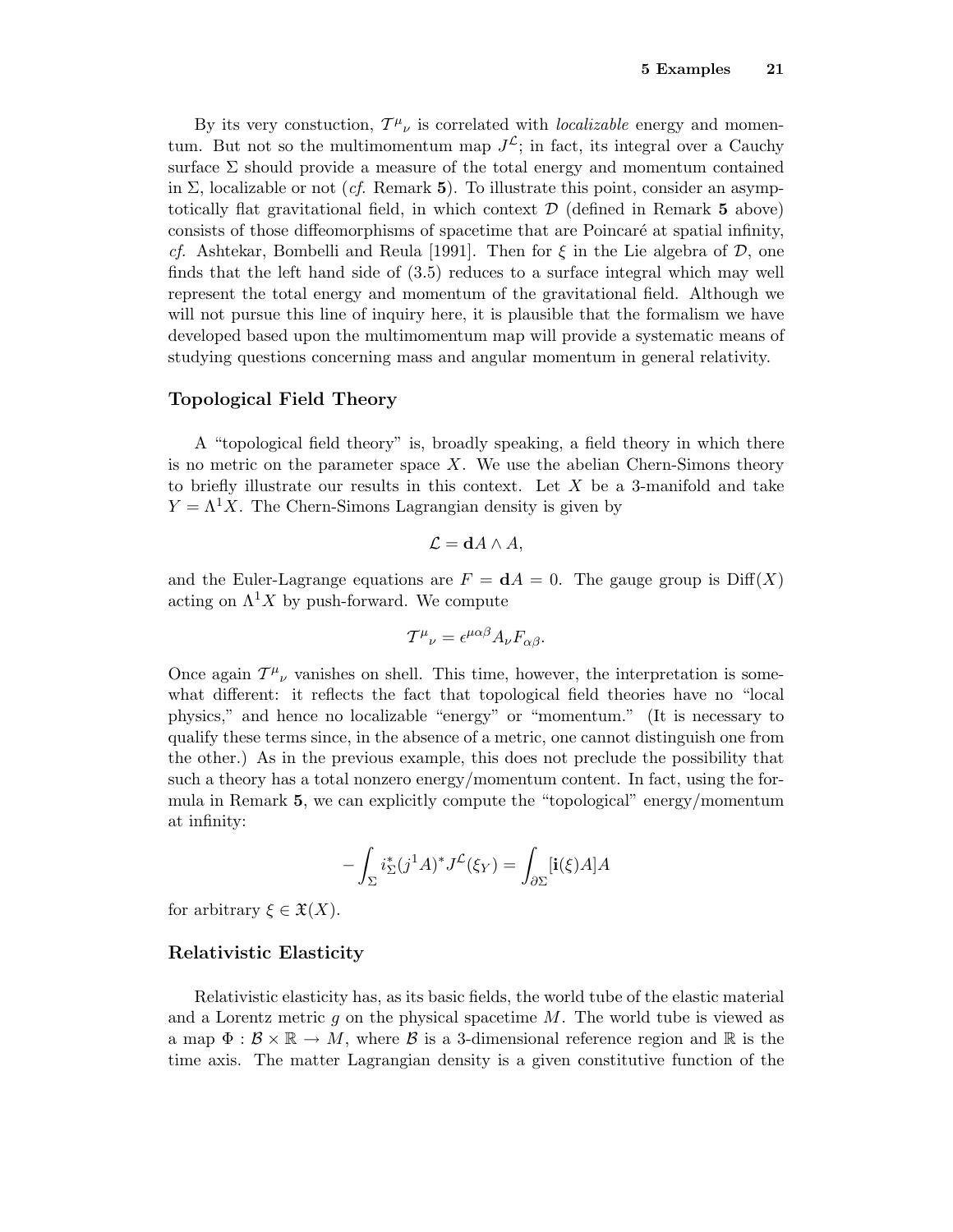By its very constuction, $\mathcal{T}^{\mu}{}_{\nu}$ is correlated with *localizable* energy and momentum. But not so the multimomentum map $J^{\mathcal{L}}$; in fact, its integral over a Cauchy surface $\Sigma$ should provide a measure of the total energy and momentum contained in $\Sigma$, localizable or not (*cf.* Remark **5**). To illustrate this point, consider an asymptotically flat gravitational field, in which context $\mathcal{D}$ (defined in Remark **5** above) consists of those diffeomorphisms of spacetime that are Poincaré at spatial infinity, *cf.* Ashtekar, Bombelli and Reula [1991]. Then for $\xi$ in the Lie algebra of $\mathcal{D}$, one finds that the left hand side of (3.5) reduces to a surface integral which may well represent the total energy and momentum of the gravitational field. Although we will not pursue this line of inquiry here, it is plausible that the formalism we have developed based upon the multimomentum map will provide a systematic means of studying questions concerning mass and angular momentum in general relativity.

### Topological Field Theory

A "topological field theory" is, broadly speaking, a field theory in which there is no metric on the parameter space $X$. We use the abelian Chern-Simons theory to briefly illustrate our results in this context. Let $X$ be a 3-manifold and take $Y = \Lambda^1 X$. The Chern-Simons Lagrangian density is given by

$$\mathcal{L} = \mathbf{d}A \wedge A,$$

and the Euler-Lagrange equations are $F = \mathbf{d}A = 0$. The gauge group is $\mathrm{Diff}(X)$ acting on $\Lambda^1 X$ by push-forward. We compute

$$\mathcal{T}^{\mu}{}_{\nu} = \epsilon^{\mu\alpha\beta} A_{\nu} F_{\alpha\beta}.$$

Once again $\mathcal{T}^{\mu}{}_{\nu}$ vanishes on shell. This time, however, the interpretation is somewhat different: it reflects the fact that topological field theories have no "local physics," and hence no localizable "energy" or "momentum." (It is necessary to qualify these terms since, in the absence of a metric, one cannot distinguish one from the other.) As in the previous example, this does not preclude the possibility that such a theory has a total nonzero energy/momentum content. In fact, using the formula in Remark **5**, we can explicitly compute the "topological" energy/momentum at infinity:

$$-\int_{\Sigma} i_{\Sigma}^{*}(j^1 A)^{*} J^{\mathcal{L}}(\xi_Y) = \int_{\partial\Sigma} [\mathbf{i}(\xi)A]A$$

for arbitrary $\xi \in \mathfrak{X}(X)$.

### Relativistic Elasticity

Relativistic elasticity has, as its basic fields, the world tube of the elastic material and a Lorentz metric $g$ on the physical spacetime $M$. The world tube is viewed as a map $\Phi : \mathcal{B} \times \mathbb{R} \to M$, where $\mathcal{B}$ is a 3-dimensional reference region and $\mathbb{R}$ is the time axis. The matter Lagrangian density is a given constitutive function of the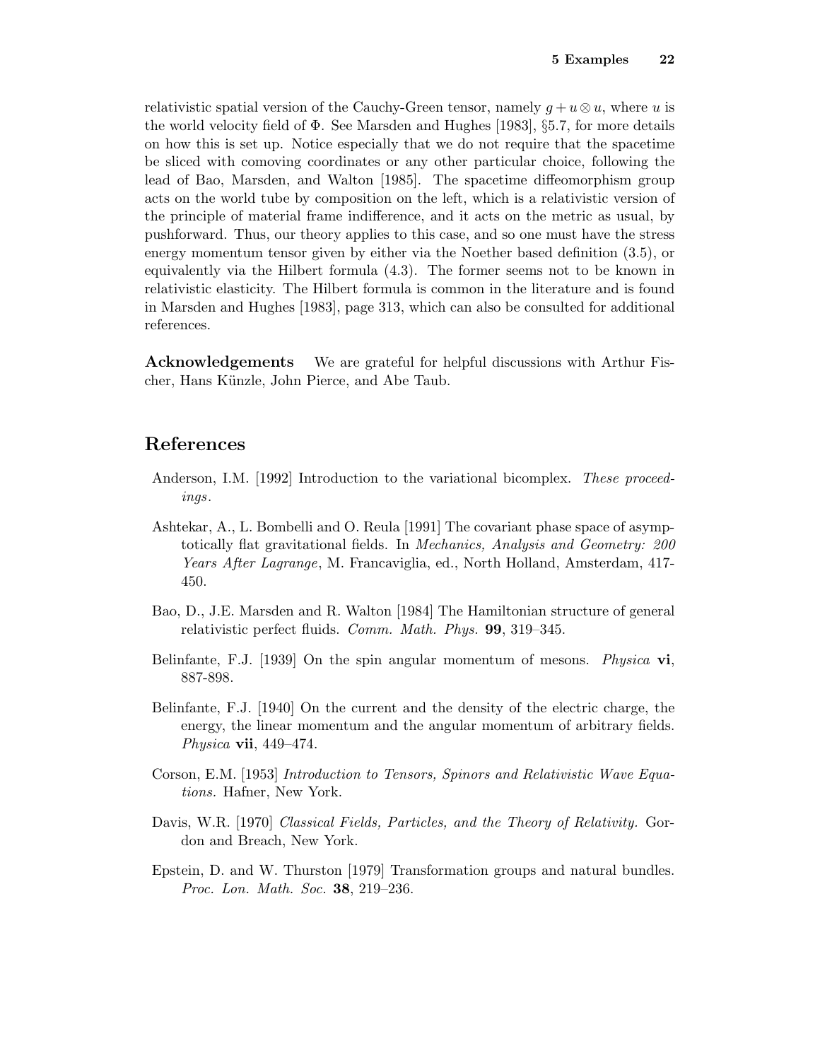relativistic spatial version of the Cauchy-Green tensor, namely $g + u \otimes u$, where $u$ is the world velocity field of $\Phi$. See Marsden and Hughes [1983], §5.7, for more details on how this is set up. Notice especially that we do not require that the spacetime be sliced with comoving coordinates or any other particular choice, following the lead of Bao, Marsden, and Walton [1985]. The spacetime diffeomorphism group acts on the world tube by composition on the left, which is a relativistic version of the principle of material frame indifference, and it acts on the metric as usual, by pushforward. Thus, our theory applies to this case, and so one must have the stress energy momentum tensor given by either via the Noether based definition (3.5), or equivalently via the Hilbert formula (4.3). The former seems not to be known in relativistic elasticity. The Hilbert formula is common in the literature and is found in Marsden and Hughes [1983], page 313, which can also be consulted for additional references.

**Acknowledgements** We are grateful for helpful discussions with Arthur Fischer, Hans Künzle, John Pierce, and Abe Taub.

## References

Anderson, I.M. [1992] Introduction to the variational bicomplex. *These proceedings*.

Ashtekar, A., L. Bombelli and O. Reula [1991] The covariant phase space of asymptotically flat gravitational fields. In *Mechanics, Analysis and Geometry: 200 Years After Lagrange*, M. Francaviglia, ed., North Holland, Amsterdam, 417-450.

Bao, D., J.E. Marsden and R. Walton [1984] The Hamiltonian structure of general relativistic perfect fluids. *Comm. Math. Phys.* **99**, 319–345.

Belinfante, F.J. [1939] On the spin angular momentum of mesons. *Physica* **vi**, 887-898.

Belinfante, F.J. [1940] On the current and the density of the electric charge, the energy, the linear momentum and the angular momentum of arbitrary fields. *Physica* **vii**, 449–474.

Corson, E.M. [1953] *Introduction to Tensors, Spinors and Relativistic Wave Equations.* Hafner, New York.

Davis, W.R. [1970] *Classical Fields, Particles, and the Theory of Relativity.* Gordon and Breach, New York.

Epstein, D. and W. Thurston [1979] Transformation groups and natural bundles. *Proc. Lon. Math. Soc.* **38**, 219–236.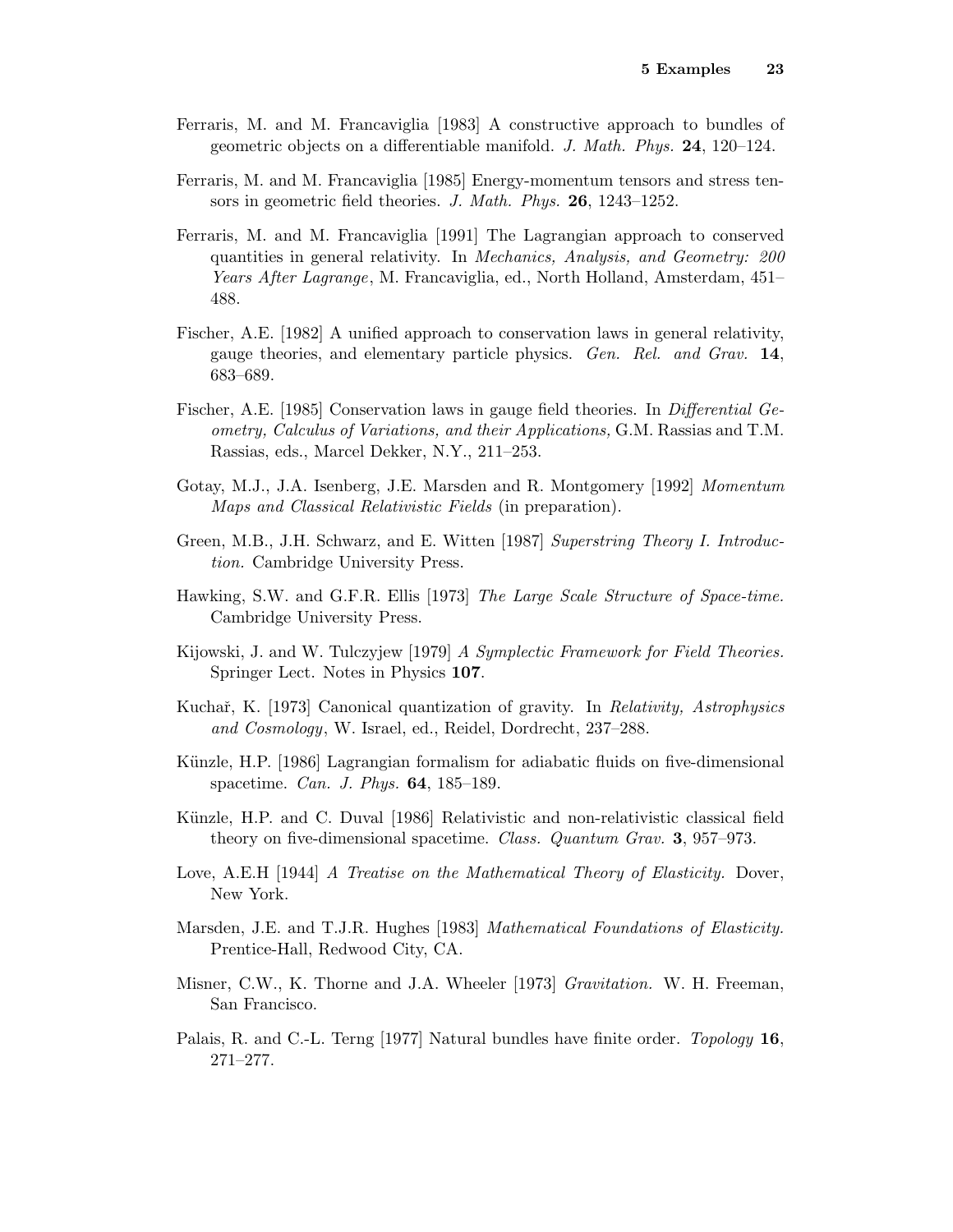Ferraris, M. and M. Francaviglia [1983] A constructive approach to bundles of geometric objects on a differentiable manifold. *J. Math. Phys.* **24**, 120–124.

Ferraris, M. and M. Francaviglia [1985] Energy-momentum tensors and stress tensors in geometric field theories. *J. Math. Phys.* **26**, 1243–1252.

Ferraris, M. and M. Francaviglia [1991] The Lagrangian approach to conserved quantities in general relativity. In *Mechanics, Analysis, and Geometry: 200 Years After Lagrange*, M. Francaviglia, ed., North Holland, Amsterdam, 451–488.

Fischer, A.E. [1982] A unified approach to conservation laws in general relativity, gauge theories, and elementary particle physics. *Gen. Rel. and Grav.* **14**, 683–689.

Fischer, A.E. [1985] Conservation laws in gauge field theories. In *Differential Geometry, Calculus of Variations, and their Applications,* G.M. Rassias and T.M. Rassias, eds., Marcel Dekker, N.Y., 211–253.

Gotay, M.J., J.A. Isenberg, J.E. Marsden and R. Montgomery [1992] *Momentum Maps and Classical Relativistic Fields* (in preparation).

Green, M.B., J.H. Schwarz, and E. Witten [1987] *Superstring Theory I. Introduction.* Cambridge University Press.

Hawking, S.W. and G.F.R. Ellis [1973] *The Large Scale Structure of Space-time.* Cambridge University Press.

Kijowski, J. and W. Tulczyjew [1979] *A Symplectic Framework for Field Theories.* Springer Lect. Notes in Physics **107**.

Kuchař, K. [1973] Canonical quantization of gravity. In *Relativity, Astrophysics and Cosmology*, W. Israel, ed., Reidel, Dordrecht, 237–288.

Künzle, H.P. [1986] Lagrangian formalism for adiabatic fluids on five-dimensional spacetime. *Can. J. Phys.* **64**, 185–189.

Künzle, H.P. and C. Duval [1986] Relativistic and non-relativistic classical field theory on five-dimensional spacetime. *Class. Quantum Grav.* **3**, 957–973.

Love, A.E.H [1944] *A Treatise on the Mathematical Theory of Elasticity.* Dover, New York.

Marsden, J.E. and T.J.R. Hughes [1983] *Mathematical Foundations of Elasticity.* Prentice-Hall, Redwood City, CA.

Misner, C.W., K. Thorne and J.A. Wheeler [1973] *Gravitation.* W. H. Freeman, San Francisco.

Palais, R. and C.-L. Terng [1977] Natural bundles have finite order. *Topology* **16**, 271–277.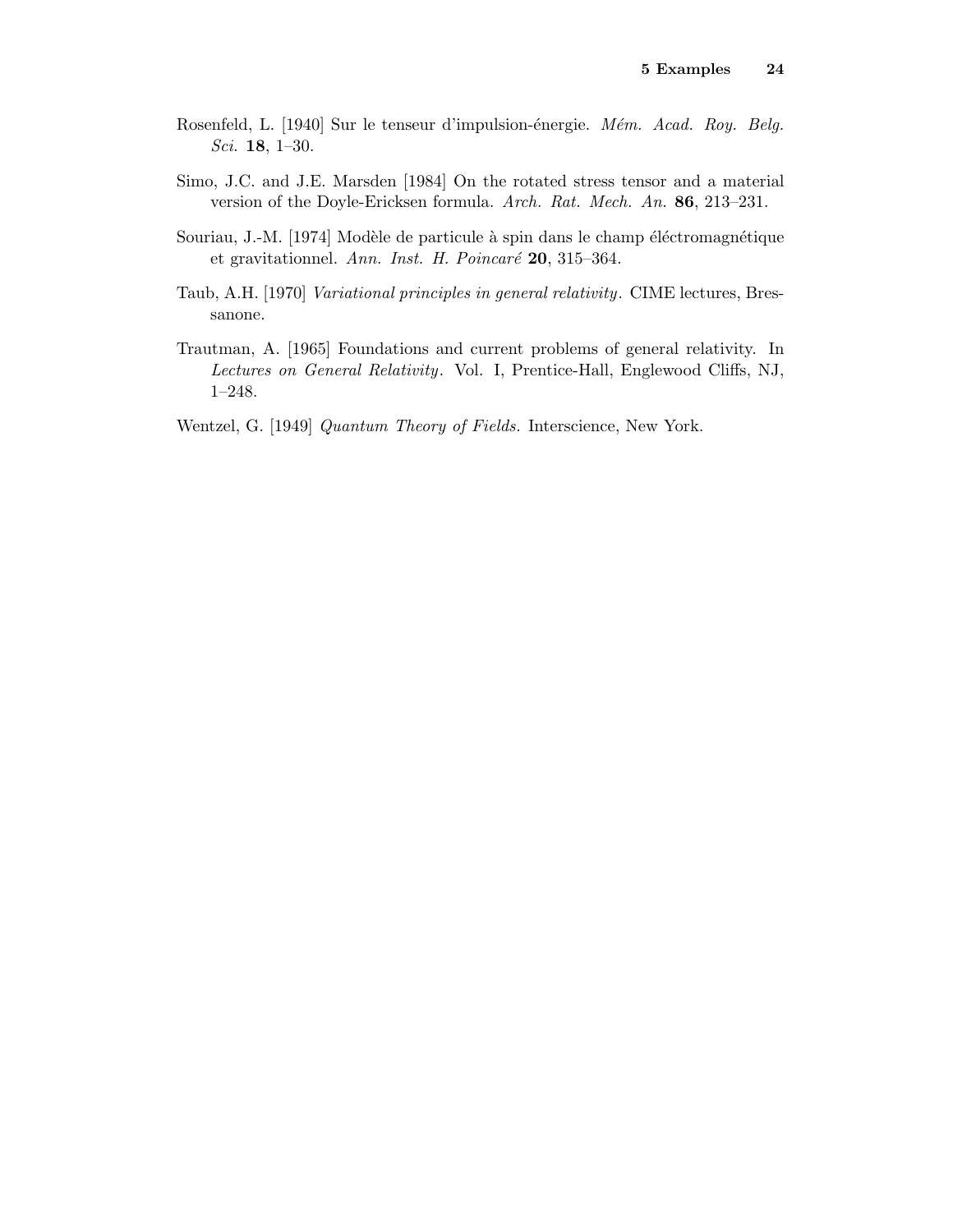Rosenfeld, L. [1940] Sur le tenseur d'impulsion-énergie. *Mém. Acad. Roy. Belg. Sci.* **18**, 1–30.

Simo, J.C. and J.E. Marsden [1984] On the rotated stress tensor and a material version of the Doyle-Ericksen formula. *Arch. Rat. Mech. An.* **86**, 213–231.

Souriau, J.-M. [1974] Modèle de particule à spin dans le champ éléctromagnétique et gravitationnel. *Ann. Inst. H. Poincaré* **20**, 315–364.

Taub, A.H. [1970] *Variational principles in general relativity*. CIME lectures, Bressanone.

Trautman, A. [1965] Foundations and current problems of general relativity. In *Lectures on General Relativity*. Vol. I, Prentice-Hall, Englewood Cliffs, NJ, 1–248.

Wentzel, G. [1949] *Quantum Theory of Fields.* Interscience, New York.